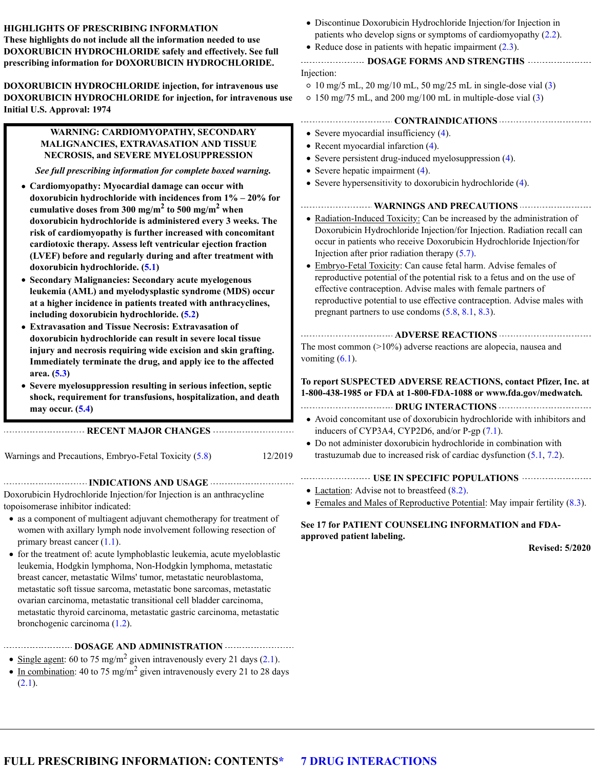**HIGHLIGHTS OF PRESCRIBING INFORMATION**
**These highlights do not include all the information needed to use DOXORUBICIN HYDROCHLORIDE safely and effectively. See full prescribing information for DOXORUBICIN HYDROCHLORIDE.**

**DOXORUBICIN HYDROCHLORIDE injection, for intravenous use**
**DOXORUBICIN HYDROCHLORIDE for injection, for intravenous use**
**Initial U.S. Approval: 1974**

**WARNING: CARDIOMYOPATHY, SECONDARY MALIGNANCIES, EXTRAVASATION AND TISSUE NECROSIS, and SEVERE MYELOSUPPRESSION**

***See full prescribing information for complete boxed warning.***

- **Cardiomyopathy: Myocardial damage can occur with doxorubicin hydrochloride with incidences from 1% – 20% for cumulative doses from 300 mg/m$^2$ to 500 mg/m$^2$ when doxorubicin hydrochloride is administered every 3 weeks. The risk of cardiomyopathy is further increased with concomitant cardiotoxic therapy. Assess left ventricular ejection fraction (LVEF) before and regularly during and after treatment with doxorubicin hydrochloride. (5.1)**
- **Secondary Malignancies: Secondary acute myelogenous leukemia (AML) and myelodysplastic syndrome (MDS) occur at a higher incidence in patients treated with anthracyclines, including doxorubicin hydrochloride. (5.2)**
- **Extravasation and Tissue Necrosis: Extravasation of doxorubicin hydrochloride can result in severe local tissue injury and necrosis requiring wide excision and skin grafting. Immediately terminate the drug, and apply ice to the affected area. (5.3)**
- **Severe myelosuppression resulting in serious infection, septic shock, requirement for transfusions, hospitalization, and death may occur. (5.4)**

**RECENT MAJOR CHANGES**

Warnings and Precautions, Embryo-Fetal Toxicity (5.8) 12/2019

**INDICATIONS AND USAGE**

Doxorubicin Hydrochloride Injection/for Injection is an anthracycline topoisomerase inhibitor indicated:

- as a component of multiagent adjuvant chemotherapy for treatment of women with axillary lymph node involvement following resection of primary breast cancer (1.1).
- for the treatment of: acute lymphoblastic leukemia, acute myeloblastic leukemia, Hodgkin lymphoma, Non-Hodgkin lymphoma, metastatic breast cancer, metastatic Wilms' tumor, metastatic neuroblastoma, metastatic soft tissue sarcoma, metastatic bone sarcomas, metastatic ovarian carcinoma, metastatic transitional cell bladder carcinoma, metastatic thyroid carcinoma, metastatic gastric carcinoma, metastatic bronchogenic carcinoma (1.2).

**DOSAGE AND ADMINISTRATION**

- Single agent: 60 to 75 mg/m$^2$ given intravenously every 21 days (2.1).
- In combination: 40 to 75 mg/m$^2$ given intravenously every 21 to 28 days (2.1).
- Discontinue Doxorubicin Hydrochloride Injection/for Injection in patients who develop signs or symptoms of cardiomyopathy (2.2).
- Reduce dose in patients with hepatic impairment (2.3).

**DOSAGE FORMS AND STRENGTHS**

Injection:

- 10 mg/5 mL, 20 mg/10 mL, 50 mg/25 mL in single-dose vial (3)
- 150 mg/75 mL, and 200 mg/100 mL in multiple-dose vial (3)

**CONTRAINDICATIONS**

- Severe myocardial insufficiency (4).
- Recent myocardial infarction (4).
- Severe persistent drug-induced myelosuppression (4).
- Severe hepatic impairment (4).
- Severe hypersensitivity to doxorubicin hydrochloride (4).

**WARNINGS AND PRECAUTIONS**

- Radiation-Induced Toxicity: Can be increased by the administration of Doxorubicin Hydrochloride Injection/for Injection. Radiation recall can occur in patients who receive Doxorubicin Hydrochloride Injection/for Injection after prior radiation therapy (5.7).
- Embryo-Fetal Toxicity: Can cause fetal harm. Advise females of reproductive potential of the potential risk to a fetus and on the use of effective contraception. Advise males with female partners of reproductive potential to use effective contraception. Advise males with pregnant partners to use condoms (5.8, 8.1, 8.3).

**ADVERSE REACTIONS**

The most common (>10%) adverse reactions are alopecia, nausea and vomiting (6.1).

**To report SUSPECTED ADVERSE REACTIONS, contact Pfizer, Inc. at 1-800-438-1985 or FDA at 1-800-FDA-1088 or www.fda.gov/medwatch.**

**DRUG INTERACTIONS**

- Avoid concomitant use of doxorubicin hydrochloride with inhibitors and inducers of CYP3A4, CYP2D6, and/or P-gp (7.1).
- Do not administer doxorubicin hydrochloride in combination with trastuzumab due to increased risk of cardiac dysfunction (5.1, 7.2).

**USE IN SPECIFIC POPULATIONS**

- Lactation: Advise not to breastfeed (8.2).
- Females and Males of Reproductive Potential: May impair fertility (8.3).

**See 17 for PATIENT COUNSELING INFORMATION and FDA-approved patient labeling.**

**Revised: 5/2020**

## FULL PRESCRIBING INFORMATION: CONTENTS*

## 7 DRUG INTERACTIONS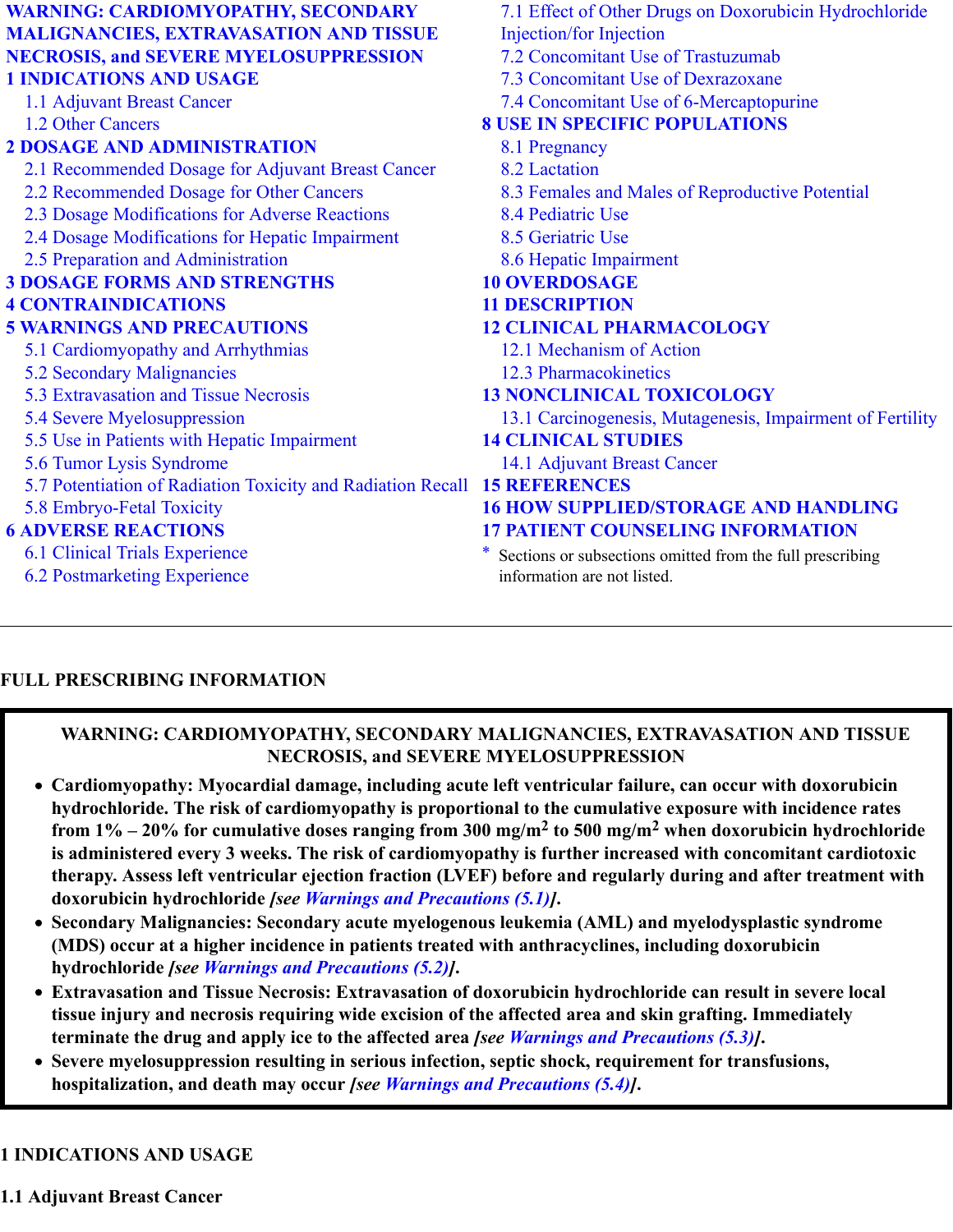**WARNING: CARDIOMYOPATHY, SECONDARY MALIGNANCIES, EXTRAVASATION AND TISSUE NECROSIS, and SEVERE MYELOSUPPRESSION**

**1 INDICATIONS AND USAGE**
- 1.1 Adjuvant Breast Cancer
- 1.2 Other Cancers

**2 DOSAGE AND ADMINISTRATION**
- 2.1 Recommended Dosage for Adjuvant Breast Cancer
- 2.2 Recommended Dosage for Other Cancers
- 2.3 Dosage Modifications for Adverse Reactions
- 2.4 Dosage Modifications for Hepatic Impairment
- 2.5 Preparation and Administration

**3 DOSAGE FORMS AND STRENGTHS**

**4 CONTRAINDICATIONS**

**5 WARNINGS AND PRECAUTIONS**
- 5.1 Cardiomyopathy and Arrhythmias
- 5.2 Secondary Malignancies
- 5.3 Extravasation and Tissue Necrosis
- 5.4 Severe Myelosuppression
- 5.5 Use in Patients with Hepatic Impairment
- 5.6 Tumor Lysis Syndrome
- 5.7 Potentiation of Radiation Toxicity and Radiation Recall
- 5.8 Embryo-Fetal Toxicity

**6 ADVERSE REACTIONS**
- 6.1 Clinical Trials Experience
- 6.2 Postmarketing Experience

**7 DRUG INTERACTIONS**
- 7.1 Effect of Other Drugs on Doxorubicin Hydrochloride Injection/for Injection
- 7.2 Concomitant Use of Trastuzumab
- 7.3 Concomitant Use of Dexrazoxane
- 7.4 Concomitant Use of 6-Mercaptopurine

**8 USE IN SPECIFIC POPULATIONS**
- 8.1 Pregnancy
- 8.2 Lactation
- 8.3 Females and Males of Reproductive Potential
- 8.4 Pediatric Use
- 8.5 Geriatric Use
- 8.6 Hepatic Impairment

**10 OVERDOSAGE**

**11 DESCRIPTION**

**12 CLINICAL PHARMACOLOGY**
- 12.1 Mechanism of Action
- 12.3 Pharmacokinetics

**13 NONCLINICAL TOXICOLOGY**
- 13.1 Carcinogenesis, Mutagenesis, Impairment of Fertility

**14 CLINICAL STUDIES**
- 14.1 Adjuvant Breast Cancer

**15 REFERENCES**

**16 HOW SUPPLIED/STORAGE AND HANDLING**

**17 PATIENT COUNSELING INFORMATION**

\* Sections or subsections omitted from the full prescribing information are not listed.

---

# FULL PRESCRIBING INFORMATION

> **WARNING: CARDIOMYOPATHY, SECONDARY MALIGNANCIES, EXTRAVASATION AND TISSUE NECROSIS, and SEVERE MYELOSUPPRESSION**
>
> - **Cardiomyopathy: Myocardial damage, including acute left ventricular failure, can occur with doxorubicin hydrochloride. The risk of cardiomyopathy is proportional to the cumulative exposure with incidence rates from 1% – 20% for cumulative doses ranging from 300 mg/m$^2$ to 500 mg/m$^2$ when doxorubicin hydrochloride is administered every 3 weeks. The risk of cardiomyopathy is further increased with concomitant cardiotoxic therapy. Assess left ventricular ejection fraction (LVEF) before and regularly during and after treatment with doxorubicin hydrochloride *[see Warnings and Precautions (5.1)]*.**
> - **Secondary Malignancies: Secondary acute myelogenous leukemia (AML) and myelodysplastic syndrome (MDS) occur at a higher incidence in patients treated with anthracyclines, including doxorubicin hydrochloride *[see Warnings and Precautions (5.2)]*.**
> - **Extravasation and Tissue Necrosis: Extravasation of doxorubicin hydrochloride can result in severe local tissue injury and necrosis requiring wide excision of the affected area and skin grafting. Immediately terminate the drug and apply ice to the affected area *[see Warnings and Precautions (5.3)]*.**
> - **Severe myelosuppression resulting in serious infection, septic shock, requirement for transfusions, hospitalization, and death may occur *[see Warnings and Precautions (5.4)]*.**

## 1 INDICATIONS AND USAGE

### 1.1 Adjuvant Breast Cancer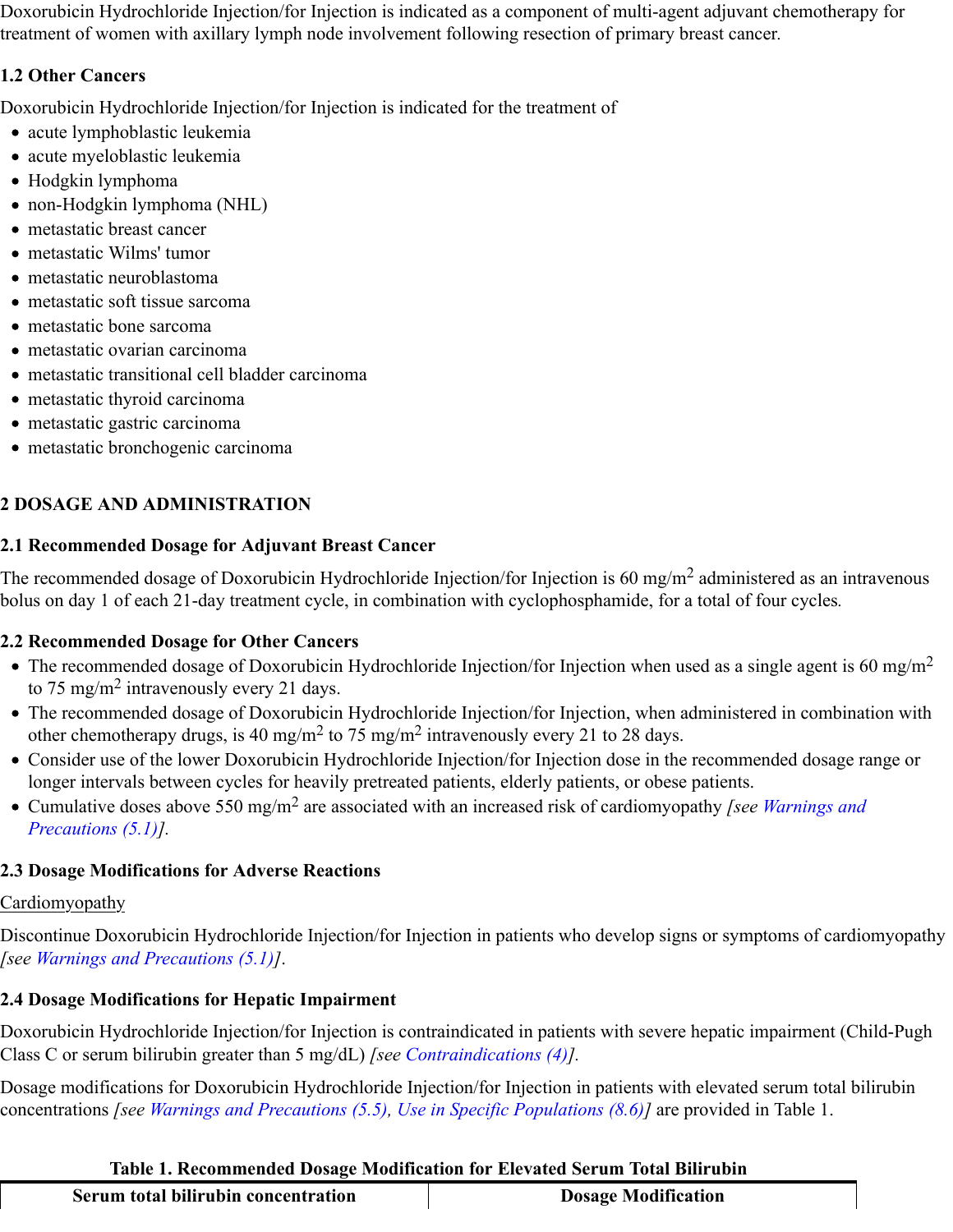Doxorubicin Hydrochloride Injection/for Injection is indicated as a component of multi-agent adjuvant chemotherapy for treatment of women with axillary lymph node involvement following resection of primary breast cancer.

### 1.2 Other Cancers

Doxorubicin Hydrochloride Injection/for Injection is indicated for the treatment of

- acute lymphoblastic leukemia
- acute myeloblastic leukemia
- Hodgkin lymphoma
- non-Hodgkin lymphoma (NHL)
- metastatic breast cancer
- metastatic Wilms' tumor
- metastatic neuroblastoma
- metastatic soft tissue sarcoma
- metastatic bone sarcoma
- metastatic ovarian carcinoma
- metastatic transitional cell bladder carcinoma
- metastatic thyroid carcinoma
- metastatic gastric carcinoma
- metastatic bronchogenic carcinoma

## 2 DOSAGE AND ADMINISTRATION

### 2.1 Recommended Dosage for Adjuvant Breast Cancer

The recommended dosage of Doxorubicin Hydrochloride Injection/for Injection is 60 mg/m$^2$ administered as an intravenous bolus on day 1 of each 21-day treatment cycle, in combination with cyclophosphamide, for a total of four cycles.

### 2.2 Recommended Dosage for Other Cancers

- The recommended dosage of Doxorubicin Hydrochloride Injection/for Injection when used as a single agent is 60 mg/m$^2$ to 75 mg/m$^2$ intravenously every 21 days.
- The recommended dosage of Doxorubicin Hydrochloride Injection/for Injection, when administered in combination with other chemotherapy drugs, is 40 mg/m$^2$ to 75 mg/m$^2$ intravenously every 21 to 28 days.
- Consider use of the lower Doxorubicin Hydrochloride Injection/for Injection dose in the recommended dosage range or longer intervals between cycles for heavily pretreated patients, elderly patients, or obese patients.
- Cumulative doses above 550 mg/m$^2$ are associated with an increased risk of cardiomyopathy *[see Warnings and Precautions (5.1)]*.

### 2.3 Dosage Modifications for Adverse Reactions

Cardiomyopathy

Discontinue Doxorubicin Hydrochloride Injection/for Injection in patients who develop signs or symptoms of cardiomyopathy *[see Warnings and Precautions (5.1)]*.

### 2.4 Dosage Modifications for Hepatic Impairment

Doxorubicin Hydrochloride Injection/for Injection is contraindicated in patients with severe hepatic impairment (Child-Pugh Class C or serum bilirubin greater than 5 mg/dL) *[see Contraindications (4)]*.

Dosage modifications for Doxorubicin Hydrochloride Injection/for Injection in patients with elevated serum total bilirubin concentrations *[see Warnings and Precautions (5.5), Use in Specific Populations (8.6)]* are provided in Table 1.

**Table 1. Recommended Dosage Modification for Elevated Serum Total Bilirubin**

| Serum total bilirubin concentration | Dosage Modification |
|---|---|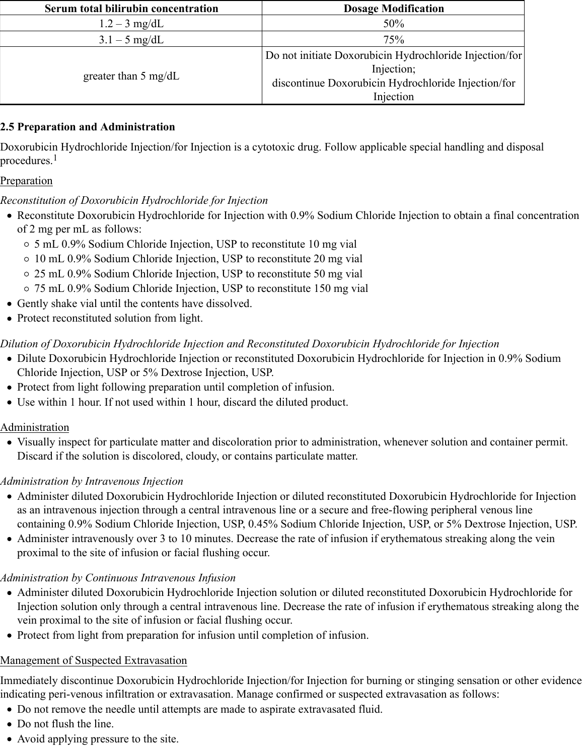| Serum total bilirubin concentration | Dosage Modification |
| --- | --- |
| 1.2 – 3 mg/dL | 50% |
| 3.1 – 5 mg/dL | 75% |
| greater than 5 mg/dL | Do not initiate Doxorubicin Hydrochloride Injection/for Injection; discontinue Doxorubicin Hydrochloride Injection/for Injection |

## 2.5 Preparation and Administration

Doxorubicin Hydrochloride Injection/for Injection is a cytotoxic drug. Follow applicable special handling and disposal procedures.[1]

Preparation

*Reconstitution of Doxorubicin Hydrochloride for Injection*

- Reconstitute Doxorubicin Hydrochloride for Injection with 0.9% Sodium Chloride Injection to obtain a final concentration of 2 mg per mL as follows:
  - 5 mL 0.9% Sodium Chloride Injection, USP to reconstitute 10 mg vial
  - 10 mL 0.9% Sodium Chloride Injection, USP to reconstitute 20 mg vial
  - 25 mL 0.9% Sodium Chloride Injection, USP to reconstitute 50 mg vial
  - 75 mL 0.9% Sodium Chloride Injection, USP to reconstitute 150 mg vial
- Gently shake vial until the contents have dissolved.
- Protect reconstituted solution from light.

*Dilution of Doxorubicin Hydrochloride Injection and Reconstituted Doxorubicin Hydrochloride for Injection*

- Dilute Doxorubicin Hydrochloride Injection or reconstituted Doxorubicin Hydrochloride for Injection in 0.9% Sodium Chloride Injection, USP or 5% Dextrose Injection, USP.
- Protect from light following preparation until completion of infusion.
- Use within 1 hour. If not used within 1 hour, discard the diluted product.

Administration

- Visually inspect for particulate matter and discoloration prior to administration, whenever solution and container permit. Discard if the solution is discolored, cloudy, or contains particulate matter.

*Administration by Intravenous Injection*

- Administer diluted Doxorubicin Hydrochloride Injection or diluted reconstituted Doxorubicin Hydrochloride for Injection as an intravenous injection through a central intravenous line or a secure and free-flowing peripheral venous line containing 0.9% Sodium Chloride Injection, USP, 0.45% Sodium Chloride Injection, USP, or 5% Dextrose Injection, USP.
- Administer intravenously over 3 to 10 minutes. Decrease the rate of infusion if erythematous streaking along the vein proximal to the site of infusion or facial flushing occur.

*Administration by Continuous Intravenous Infusion*

- Administer diluted Doxorubicin Hydrochloride Injection solution or diluted reconstituted Doxorubicin Hydrochloride for Injection solution only through a central intravenous line. Decrease the rate of infusion if erythematous streaking along the vein proximal to the site of infusion or facial flushing occur.
- Protect from light from preparation for infusion until completion of infusion.

Management of Suspected Extravasation

Immediately discontinue Doxorubicin Hydrochloride Injection/for Injection for burning or stinging sensation or other evidence indicating peri-venous infiltration or extravasation. Manage confirmed or suspected extravasation as follows:

- Do not remove the needle until attempts are made to aspirate extravasated fluid.
- Do not flush the line.
- Avoid applying pressure to the site.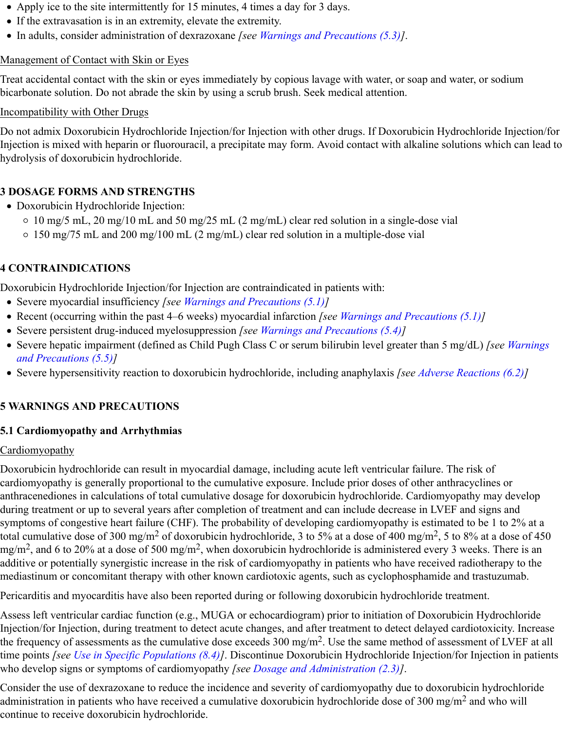- Apply ice to the site intermittently for 15 minutes, 4 times a day for 3 days.
- If the extravasation is in an extremity, elevate the extremity.
- In adults, consider administration of dexrazoxane *[see Warnings and Precautions (5.3)]*.

Management of Contact with Skin or Eyes

Treat accidental contact with the skin or eyes immediately by copious lavage with water, or soap and water, or sodium bicarbonate solution. Do not abrade the skin by using a scrub brush. Seek medical attention.

Incompatibility with Other Drugs

Do not admix Doxorubicin Hydrochloride Injection/for Injection with other drugs. If Doxorubicin Hydrochloride Injection/for Injection is mixed with heparin or fluorouracil, a precipitate may form. Avoid contact with alkaline solutions which can lead to hydrolysis of doxorubicin hydrochloride.

## 3 DOSAGE FORMS AND STRENGTHS

- Doxorubicin Hydrochloride Injection:
  - 10 mg/5 mL, 20 mg/10 mL and 50 mg/25 mL (2 mg/mL) clear red solution in a single-dose vial
  - 150 mg/75 mL and 200 mg/100 mL (2 mg/mL) clear red solution in a multiple-dose vial

## 4 CONTRAINDICATIONS

Doxorubicin Hydrochloride Injection/for Injection are contraindicated in patients with:

- Severe myocardial insufficiency *[see Warnings and Precautions (5.1)]*
- Recent (occurring within the past 4–6 weeks) myocardial infarction *[see Warnings and Precautions (5.1)]*
- Severe persistent drug-induced myelosuppression *[see Warnings and Precautions (5.4)]*
- Severe hepatic impairment (defined as Child Pugh Class C or serum bilirubin level greater than 5 mg/dL) *[see Warnings and Precautions (5.5)]*
- Severe hypersensitivity reaction to doxorubicin hydrochloride, including anaphylaxis *[see Adverse Reactions (6.2)]*

## 5 WARNINGS AND PRECAUTIONS

### 5.1 Cardiomyopathy and Arrhythmias

Cardiomyopathy

Doxorubicin hydrochloride can result in myocardial damage, including acute left ventricular failure. The risk of cardiomyopathy is generally proportional to the cumulative exposure. Include prior doses of other anthracyclines or anthracenediones in calculations of total cumulative dosage for doxorubicin hydrochloride. Cardiomyopathy may develop during treatment or up to several years after completion of treatment and can include decrease in LVEF and signs and symptoms of congestive heart failure (CHF). The probability of developing cardiomyopathy is estimated to be 1 to 2% at a total cumulative dose of 300 mg/m$^2$ of doxorubicin hydrochloride, 3 to 5% at a dose of 400 mg/m$^2$, 5 to 8% at a dose of 450 mg/m$^2$, and 6 to 20% at a dose of 500 mg/m$^2$, when doxorubicin hydrochloride is administered every 3 weeks. There is an additive or potentially synergistic increase in the risk of cardiomyopathy in patients who have received radiotherapy to the mediastinum or concomitant therapy with other known cardiotoxic agents, such as cyclophosphamide and trastuzumab.

Pericarditis and myocarditis have also been reported during or following doxorubicin hydrochloride treatment.

Assess left ventricular cardiac function (e.g., MUGA or echocardiogram) prior to initiation of Doxorubicin Hydrochloride Injection/for Injection, during treatment to detect acute changes, and after treatment to detect delayed cardiotoxicity. Increase the frequency of assessments as the cumulative dose exceeds 300 mg/m$^2$. Use the same method of assessment of LVEF at all time points *[see Use in Specific Populations (8.4)]*. Discontinue Doxorubicin Hydrochloride Injection/for Injection in patients who develop signs or symptoms of cardiomyopathy *[see Dosage and Administration (2.3)]*.

Consider the use of dexrazoxane to reduce the incidence and severity of cardiomyopathy due to doxorubicin hydrochloride administration in patients who have received a cumulative doxorubicin hydrochloride dose of 300 mg/m$^2$ and who will continue to receive doxorubicin hydrochloride.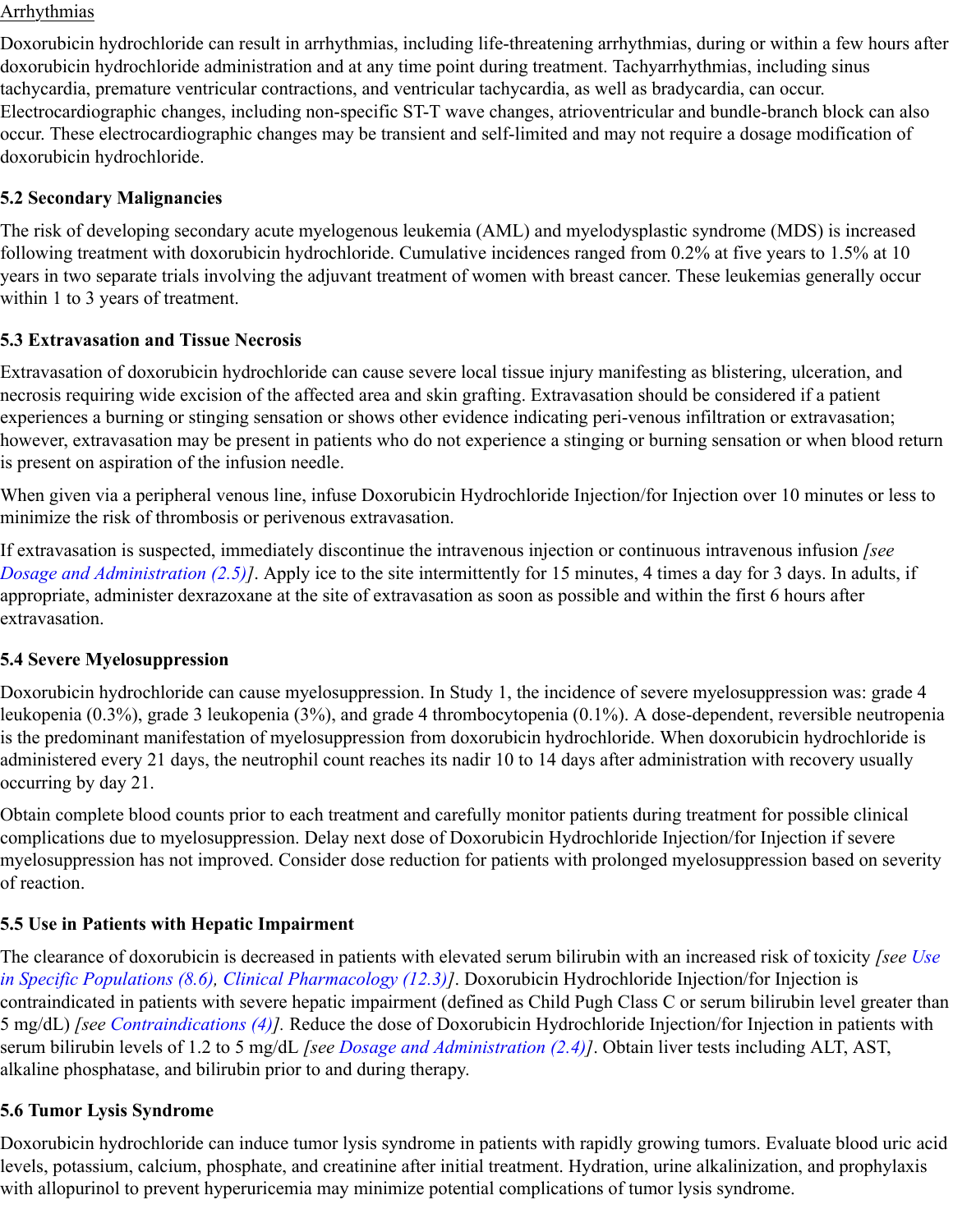Arrhythmias

Doxorubicin hydrochloride can result in arrhythmias, including life-threatening arrhythmias, during or within a few hours after doxorubicin hydrochloride administration and at any time point during treatment. Tachyarrhythmias, including sinus tachycardia, premature ventricular contractions, and ventricular tachycardia, as well as bradycardia, can occur. Electrocardiographic changes, including non-specific ST-T wave changes, atrioventricular and bundle-branch block can also occur. These electrocardiographic changes may be transient and self-limited and may not require a dosage modification of doxorubicin hydrochloride.

### 5.2 Secondary Malignancies

The risk of developing secondary acute myelogenous leukemia (AML) and myelodysplastic syndrome (MDS) is increased following treatment with doxorubicin hydrochloride. Cumulative incidences ranged from 0.2% at five years to 1.5% at 10 years in two separate trials involving the adjuvant treatment of women with breast cancer. These leukemias generally occur within 1 to 3 years of treatment.

### 5.3 Extravasation and Tissue Necrosis

Extravasation of doxorubicin hydrochloride can cause severe local tissue injury manifesting as blistering, ulceration, and necrosis requiring wide excision of the affected area and skin grafting. Extravasation should be considered if a patient experiences a burning or stinging sensation or shows other evidence indicating peri-venous infiltration or extravasation; however, extravasation may be present in patients who do not experience a stinging or burning sensation or when blood return is present on aspiration of the infusion needle.

When given via a peripheral venous line, infuse Doxorubicin Hydrochloride Injection/for Injection over 10 minutes or less to minimize the risk of thrombosis or perivenous extravasation.

If extravasation is suspected, immediately discontinue the intravenous injection or continuous intravenous infusion *[see Dosage and Administration (2.5)]*. Apply ice to the site intermittently for 15 minutes, 4 times a day for 3 days. In adults, if appropriate, administer dexrazoxane at the site of extravasation as soon as possible and within the first 6 hours after extravasation.

### 5.4 Severe Myelosuppression

Doxorubicin hydrochloride can cause myelosuppression. In Study 1, the incidence of severe myelosuppression was: grade 4 leukopenia (0.3%), grade 3 leukopenia (3%), and grade 4 thrombocytopenia (0.1%). A dose-dependent, reversible neutropenia is the predominant manifestation of myelosuppression from doxorubicin hydrochloride. When doxorubicin hydrochloride is administered every 21 days, the neutrophil count reaches its nadir 10 to 14 days after administration with recovery usually occurring by day 21.

Obtain complete blood counts prior to each treatment and carefully monitor patients during treatment for possible clinical complications due to myelosuppression. Delay next dose of Doxorubicin Hydrochloride Injection/for Injection if severe myelosuppression has not improved. Consider dose reduction for patients with prolonged myelosuppression based on severity of reaction.

### 5.5 Use in Patients with Hepatic Impairment

The clearance of doxorubicin is decreased in patients with elevated serum bilirubin with an increased risk of toxicity *[see Use in Specific Populations (8.6), Clinical Pharmacology (12.3)]*. Doxorubicin Hydrochloride Injection/for Injection is contraindicated in patients with severe hepatic impairment (defined as Child Pugh Class C or serum bilirubin level greater than 5 mg/dL) *[see Contraindications (4)]*. Reduce the dose of Doxorubicin Hydrochloride Injection/for Injection in patients with serum bilirubin levels of 1.2 to 5 mg/dL *[see Dosage and Administration (2.4)]*. Obtain liver tests including ALT, AST, alkaline phosphatase, and bilirubin prior to and during therapy.

### 5.6 Tumor Lysis Syndrome

Doxorubicin hydrochloride can induce tumor lysis syndrome in patients with rapidly growing tumors. Evaluate blood uric acid levels, potassium, calcium, phosphate, and creatinine after initial treatment. Hydration, urine alkalinization, and prophylaxis with allopurinol to prevent hyperuricemia may minimize potential complications of tumor lysis syndrome.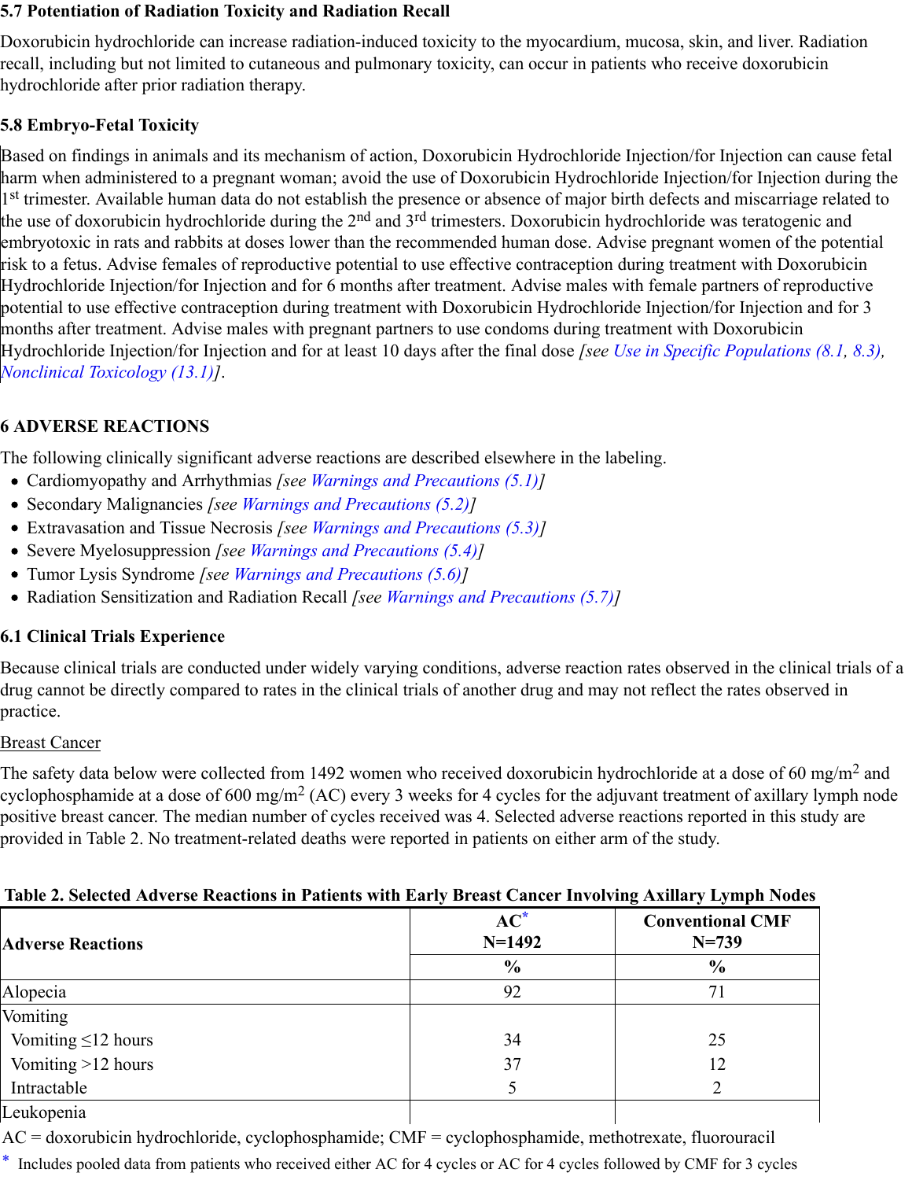### 5.7 Potentiation of Radiation Toxicity and Radiation Recall

Doxorubicin hydrochloride can increase radiation-induced toxicity to the myocardium, mucosa, skin, and liver. Radiation recall, including but not limited to cutaneous and pulmonary toxicity, can occur in patients who receive doxorubicin hydrochloride after prior radiation therapy.

### 5.8 Embryo-Fetal Toxicity

Based on findings in animals and its mechanism of action, Doxorubicin Hydrochloride Injection/for Injection can cause fetal harm when administered to a pregnant woman; avoid the use of Doxorubicin Hydrochloride Injection/for Injection during the 1st trimester. Available human data do not establish the presence or absence of major birth defects and miscarriage related to the use of doxorubicin hydrochloride during the 2nd and 3rd trimesters. Doxorubicin hydrochloride was teratogenic and embryotoxic in rats and rabbits at doses lower than the recommended human dose. Advise pregnant women of the potential risk to a fetus. Advise females of reproductive potential to use effective contraception during treatment with Doxorubicin Hydrochloride Injection/for Injection and for 6 months after treatment. Advise males with female partners of reproductive potential to use effective contraception during treatment with Doxorubicin Hydrochloride Injection/for Injection and for 3 months after treatment. Advise males with pregnant partners to use condoms during treatment with Doxorubicin Hydrochloride Injection/for Injection and for at least 10 days after the final dose *[see Use in Specific Populations (8.1, 8.3), Nonclinical Toxicology (13.1)]*.

## 6 ADVERSE REACTIONS

The following clinically significant adverse reactions are described elsewhere in the labeling.

- Cardiomyopathy and Arrhythmias *[see Warnings and Precautions (5.1)]*
- Secondary Malignancies *[see Warnings and Precautions (5.2)]*
- Extravasation and Tissue Necrosis *[see Warnings and Precautions (5.3)]*
- Severe Myelosuppression *[see Warnings and Precautions (5.4)]*
- Tumor Lysis Syndrome *[see Warnings and Precautions (5.6)]*
- Radiation Sensitization and Radiation Recall *[see Warnings and Precautions (5.7)]*

### 6.1 Clinical Trials Experience

Because clinical trials are conducted under widely varying conditions, adverse reaction rates observed in the clinical trials of a drug cannot be directly compared to rates in the clinical trials of another drug and may not reflect the rates observed in practice.

Breast Cancer

The safety data below were collected from 1492 women who received doxorubicin hydrochloride at a dose of 60 mg/m$^2$ and cyclophosphamide at a dose of 600 mg/m$^2$ (AC) every 3 weeks for 4 cycles for the adjuvant treatment of axillary lymph node positive breast cancer. The median number of cycles received was 4. Selected adverse reactions reported in this study are provided in Table 2. No treatment-related deaths were reported in patients on either arm of the study.

**Table 2. Selected Adverse Reactions in Patients with Early Breast Cancer Involving Axillary Lymph Nodes**

| Adverse Reactions | AC* N=1492 | Conventional CMF N=739 |
|---|---|---|
| | % | % |
| Alopecia | 92 | 71 |
| Vomiting | | |
| Vomiting ≤12 hours | 34 | 25 |
| Vomiting >12 hours | 37 | 12 |
| Intractable | 5 | 2 |
| Leukopenia | | |

AC = doxorubicin hydrochloride, cyclophosphamide; CMF = cyclophosphamide, methotrexate, fluorouracil

\* Includes pooled data from patients who received either AC for 4 cycles or AC for 4 cycles followed by CMF for 3 cycles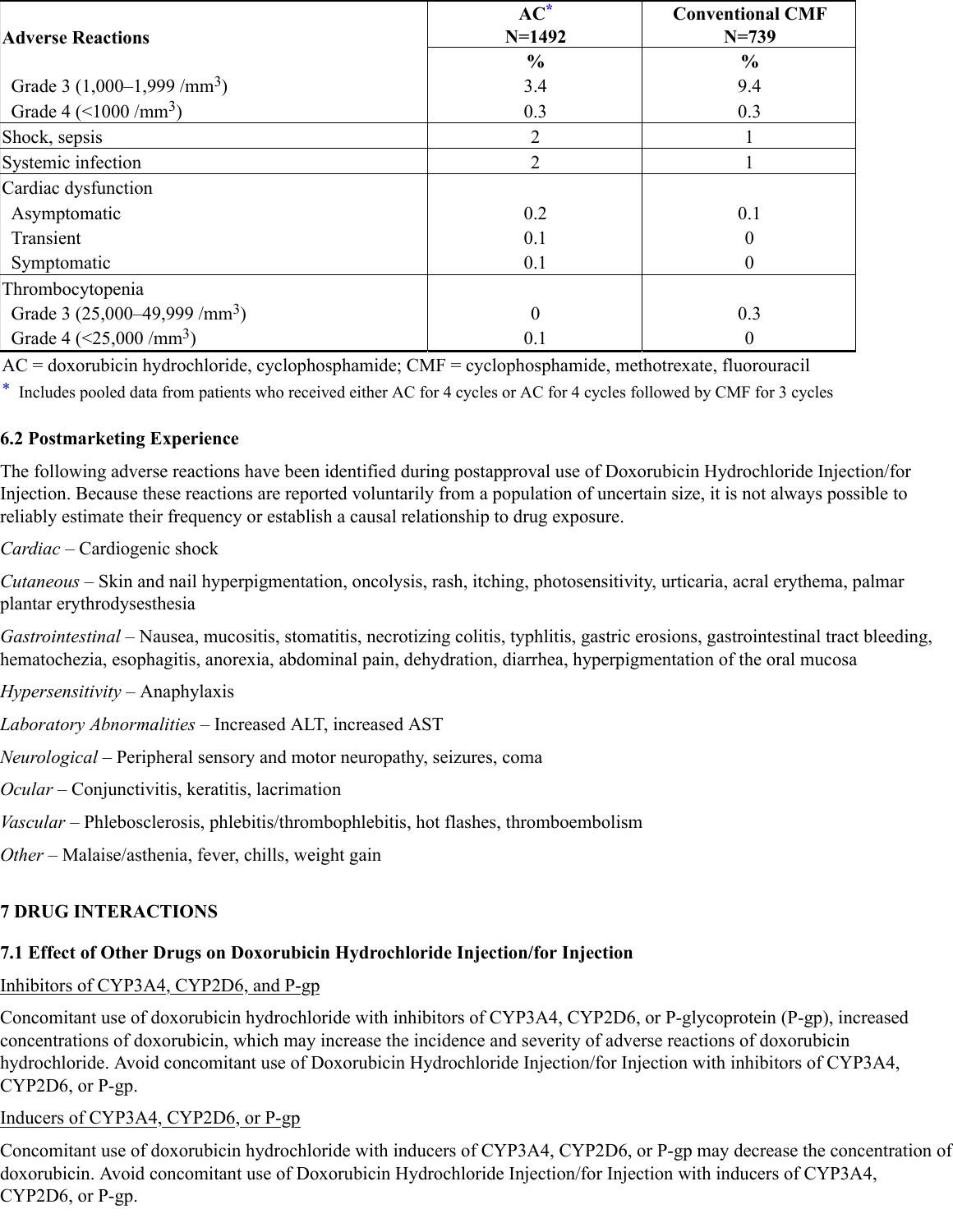| Adverse Reactions | AC[*] N=1492 | Conventional CMF N=739 |
|---|---|---|
| | % | % |
| Grade 3 (1,000–1,999 /mm$^3$) | 3.4 | 9.4 |
| Grade 4 (<1000 /mm$^3$) | 0.3 | 0.3 |
| Shock, sepsis | 2 | 1 |
| Systemic infection | 2 | 1 |
| Cardiac dysfunction | | |
| Asymptomatic | 0.2 | 0.1 |
| Transient | 0.1 | 0 |
| Symptomatic | 0.1 | 0 |
| Thrombocytopenia | | |
| Grade 3 (25,000–49,999 /mm$^3$) | 0 | 0.3 |
| Grade 4 (<25,000 /mm$^3$) | 0.1 | 0 |

AC = doxorubicin hydrochloride, cyclophosphamide; CMF = cyclophosphamide, methotrexate, fluorouracil

* Includes pooled data from patients who received either AC for 4 cycles or AC for 4 cycles followed by CMF for 3 cycles

### 6.2 Postmarketing Experience

The following adverse reactions have been identified during postapproval use of Doxorubicin Hydrochloride Injection/for Injection. Because these reactions are reported voluntarily from a population of uncertain size, it is not always possible to reliably estimate their frequency or establish a causal relationship to drug exposure.

*Cardiac* – Cardiogenic shock

*Cutaneous* – Skin and nail hyperpigmentation, oncolysis, rash, itching, photosensitivity, urticaria, acral erythema, palmar plantar erythrodysesthesia

*Gastrointestinal* – Nausea, mucositis, stomatitis, necrotizing colitis, typhlitis, gastric erosions, gastrointestinal tract bleeding, hematochezia, esophagitis, anorexia, abdominal pain, dehydration, diarrhea, hyperpigmentation of the oral mucosa

*Hypersensitivity* – Anaphylaxis

*Laboratory Abnormalities* – Increased ALT, increased AST

*Neurological* – Peripheral sensory and motor neuropathy, seizures, coma

*Ocular* – Conjunctivitis, keratitis, lacrimation

*Vascular* – Phlebosclerosis, phlebitis/thrombophlebitis, hot flashes, thromboembolism

*Other* – Malaise/asthenia, fever, chills, weight gain

## 7 DRUG INTERACTIONS

### 7.1 Effect of Other Drugs on Doxorubicin Hydrochloride Injection/for Injection

Inhibitors of CYP3A4, CYP2D6, and P-gp

Concomitant use of doxorubicin hydrochloride with inhibitors of CYP3A4, CYP2D6, or P-glycoprotein (P-gp), increased concentrations of doxorubicin, which may increase the incidence and severity of adverse reactions of doxorubicin hydrochloride. Avoid concomitant use of Doxorubicin Hydrochloride Injection/for Injection with inhibitors of CYP3A4, CYP2D6, or P-gp.

Inducers of CYP3A4, CYP2D6, or P-gp

Concomitant use of doxorubicin hydrochloride with inducers of CYP3A4, CYP2D6, or P-gp may decrease the concentration of doxorubicin. Avoid concomitant use of Doxorubicin Hydrochloride Injection/for Injection with inducers of CYP3A4, CYP2D6, or P-gp.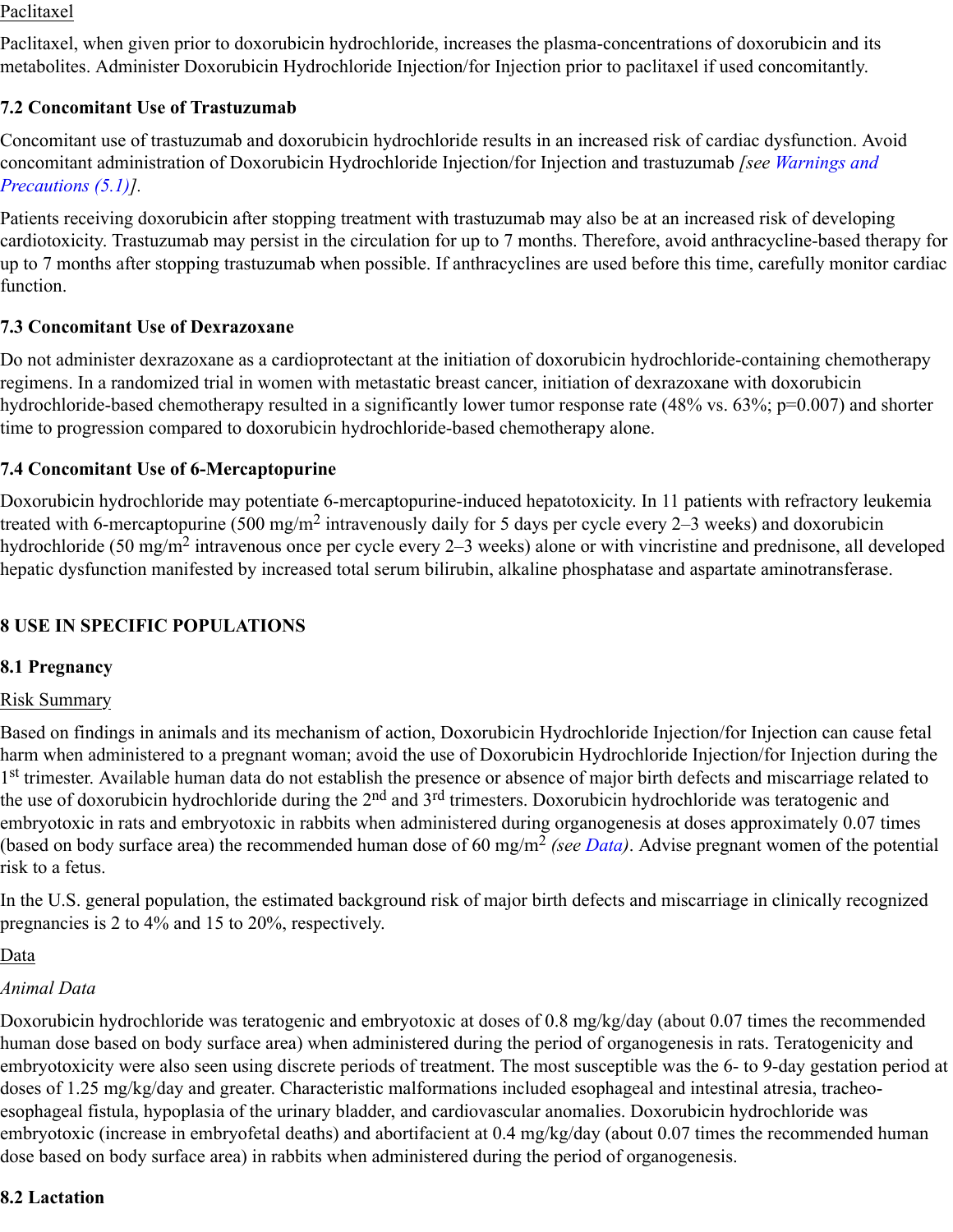Paclitaxel

Paclitaxel, when given prior to doxorubicin hydrochloride, increases the plasma-concentrations of doxorubicin and its metabolites. Administer Doxorubicin Hydrochloride Injection/for Injection prior to paclitaxel if used concomitantly.

### 7.2 Concomitant Use of Trastuzumab

Concomitant use of trastuzumab and doxorubicin hydrochloride results in an increased risk of cardiac dysfunction. Avoid concomitant administration of Doxorubicin Hydrochloride Injection/for Injection and trastuzumab *[see Warnings and Precautions (5.1)]*.

Patients receiving doxorubicin after stopping treatment with trastuzumab may also be at an increased risk of developing cardiotoxicity. Trastuzumab may persist in the circulation for up to 7 months. Therefore, avoid anthracycline-based therapy for up to 7 months after stopping trastuzumab when possible. If anthracyclines are used before this time, carefully monitor cardiac function.

### 7.3 Concomitant Use of Dexrazoxane

Do not administer dexrazoxane as a cardioprotectant at the initiation of doxorubicin hydrochloride-containing chemotherapy regimens. In a randomized trial in women with metastatic breast cancer, initiation of dexrazoxane with doxorubicin hydrochloride-based chemotherapy resulted in a significantly lower tumor response rate (48% vs. 63%; p=0.007) and shorter time to progression compared to doxorubicin hydrochloride-based chemotherapy alone.

### 7.4 Concomitant Use of 6-Mercaptopurine

Doxorubicin hydrochloride may potentiate 6-mercaptopurine-induced hepatotoxicity. In 11 patients with refractory leukemia treated with 6-mercaptopurine (500 mg/m$^2$ intravenously daily for 5 days per cycle every 2–3 weeks) and doxorubicin hydrochloride (50 mg/m$^2$ intravenous once per cycle every 2–3 weeks) alone or with vincristine and prednisone, all developed hepatic dysfunction manifested by increased total serum bilirubin, alkaline phosphatase and aspartate aminotransferase.

## 8 USE IN SPECIFIC POPULATIONS

### 8.1 Pregnancy

Risk Summary

Based on findings in animals and its mechanism of action, Doxorubicin Hydrochloride Injection/for Injection can cause fetal harm when administered to a pregnant woman; avoid the use of Doxorubicin Hydrochloride Injection/for Injection during the 1st trimester. Available human data do not establish the presence or absence of major birth defects and miscarriage related to the use of doxorubicin hydrochloride during the 2nd and 3rd trimesters. Doxorubicin hydrochloride was teratogenic and embryotoxic in rats and embryotoxic in rabbits when administered during organogenesis at doses approximately 0.07 times (based on body surface area) the recommended human dose of 60 mg/m$^2$ *(see Data)*. Advise pregnant women of the potential risk to a fetus.

In the U.S. general population, the estimated background risk of major birth defects and miscarriage in clinically recognized pregnancies is 2 to 4% and 15 to 20%, respectively.

Data

*Animal Data*

Doxorubicin hydrochloride was teratogenic and embryotoxic at doses of 0.8 mg/kg/day (about 0.07 times the recommended human dose based on body surface area) when administered during the period of organogenesis in rats. Teratogenicity and embryotoxicity were also seen using discrete periods of treatment. The most susceptible was the 6- to 9-day gestation period at doses of 1.25 mg/kg/day and greater. Characteristic malformations included esophageal and intestinal atresia, tracheo-esophageal fistula, hypoplasia of the urinary bladder, and cardiovascular anomalies. Doxorubicin hydrochloride was embryotoxic (increase in embryofetal deaths) and abortifacient at 0.4 mg/kg/day (about 0.07 times the recommended human dose based on body surface area) in rabbits when administered during the period of organogenesis.

### 8.2 Lactation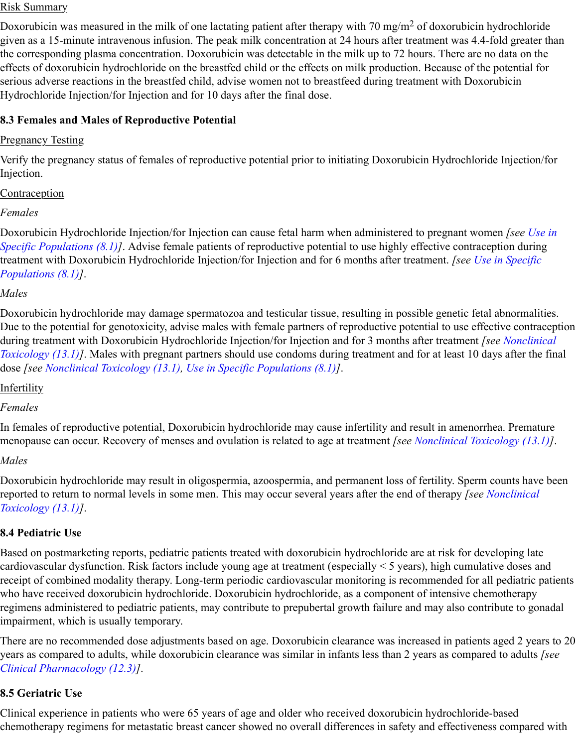Risk Summary

Doxorubicin was measured in the milk of one lactating patient after therapy with 70 mg/m$^2$ of doxorubicin hydrochloride given as a 15-minute intravenous infusion. The peak milk concentration at 24 hours after treatment was 4.4-fold greater than the corresponding plasma concentration. Doxorubicin was detectable in the milk up to 72 hours. There are no data on the effects of doxorubicin hydrochloride on the breastfed child or the effects on milk production. Because of the potential for serious adverse reactions in the breastfed child, advise women not to breastfeed during treatment with Doxorubicin Hydrochloride Injection/for Injection and for 10 days after the final dose.

### 8.3 Females and Males of Reproductive Potential

Pregnancy Testing

Verify the pregnancy status of females of reproductive potential prior to initiating Doxorubicin Hydrochloride Injection/for Injection.

Contraception

*Females*

Doxorubicin Hydrochloride Injection/for Injection can cause fetal harm when administered to pregnant women *[see Use in Specific Populations (8.1)]*. Advise female patients of reproductive potential to use highly effective contraception during treatment with Doxorubicin Hydrochloride Injection/for Injection and for 6 months after treatment. *[see Use in Specific Populations (8.1)]*.

*Males*

Doxorubicin hydrochloride may damage spermatozoa and testicular tissue, resulting in possible genetic fetal abnormalities. Due to the potential for genotoxicity, advise males with female partners of reproductive potential to use effective contraception during treatment with Doxorubicin Hydrochloride Injection/for Injection and for 3 months after treatment *[see Nonclinical Toxicology (13.1)]*. Males with pregnant partners should use condoms during treatment and for at least 10 days after the final dose *[see Nonclinical Toxicology (13.1), Use in Specific Populations (8.1)]*.

Infertility

*Females*

In females of reproductive potential, Doxorubicin hydrochloride may cause infertility and result in amenorrhea. Premature menopause can occur. Recovery of menses and ovulation is related to age at treatment *[see Nonclinical Toxicology (13.1)]*.

*Males*

Doxorubicin hydrochloride may result in oligospermia, azoospermia, and permanent loss of fertility. Sperm counts have been reported to return to normal levels in some men. This may occur several years after the end of therapy *[see Nonclinical Toxicology (13.1)]*.

### 8.4 Pediatric Use

Based on postmarketing reports, pediatric patients treated with doxorubicin hydrochloride are at risk for developing late cardiovascular dysfunction. Risk factors include young age at treatment (especially < 5 years), high cumulative doses and receipt of combined modality therapy. Long-term periodic cardiovascular monitoring is recommended for all pediatric patients who have received doxorubicin hydrochloride. Doxorubicin hydrochloride, as a component of intensive chemotherapy regimens administered to pediatric patients, may contribute to prepubertal growth failure and may also contribute to gonadal impairment, which is usually temporary.

There are no recommended dose adjustments based on age. Doxorubicin clearance was increased in patients aged 2 years to 20 years as compared to adults, while doxorubicin clearance was similar in infants less than 2 years as compared to adults *[see Clinical Pharmacology (12.3)]*.

### 8.5 Geriatric Use

Clinical experience in patients who were 65 years of age and older who received doxorubicin hydrochloride-based chemotherapy regimens for metastatic breast cancer showed no overall differences in safety and effectiveness compared with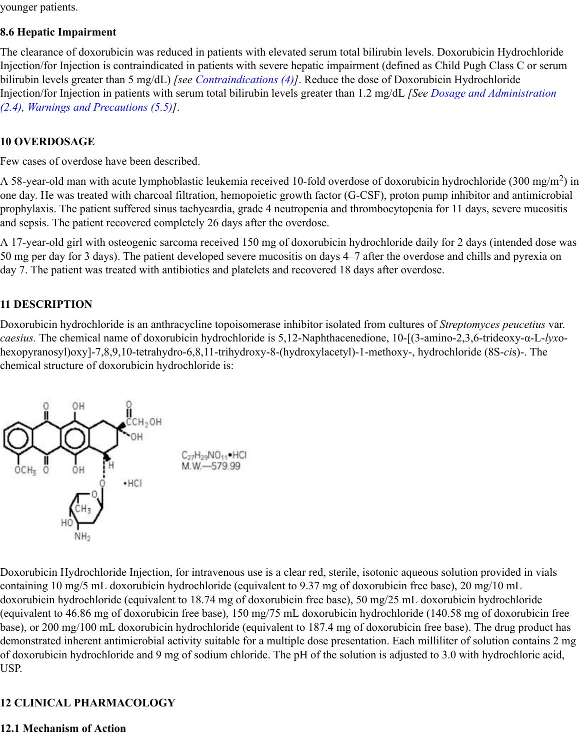younger patients.

### 8.6 Hepatic Impairment

The clearance of doxorubicin was reduced in patients with elevated serum total bilirubin levels. Doxorubicin Hydrochloride Injection/for Injection is contraindicated in patients with severe hepatic impairment (defined as Child Pugh Class C or serum bilirubin levels greater than 5 mg/dL) *[see Contraindications (4)]*. Reduce the dose of Doxorubicin Hydrochloride Injection/for Injection in patients with serum total bilirubin levels greater than 1.2 mg/dL *[See Dosage and Administration (2.4), Warnings and Precautions (5.5)]*.

## 10 OVERDOSAGE

Few cases of overdose have been described.

A 58-year-old man with acute lymphoblastic leukemia received 10-fold overdose of doxorubicin hydrochloride (300 mg/m$^2$) in one day. He was treated with charcoal filtration, hemopoietic growth factor (G-CSF), proton pump inhibitor and antimicrobial prophylaxis. The patient suffered sinus tachycardia, grade 4 neutropenia and thrombocytopenia for 11 days, severe mucositis and sepsis. The patient recovered completely 26 days after the overdose.

A 17-year-old girl with osteogenic sarcoma received 150 mg of doxorubicin hydrochloride daily for 2 days (intended dose was 50 mg per day for 3 days). The patient developed severe mucositis on days 4–7 after the overdose and chills and pyrexia on day 7. The patient was treated with antibiotics and platelets and recovered 18 days after overdose.

## 11 DESCRIPTION

Doxorubicin hydrochloride is an anthracycline topoisomerase inhibitor isolated from cultures of *Streptomyces peucetius* var. *caesius.* The chemical name of doxorubicin hydrochloride is 5,12-Naphthacenedione, 10-[(3-amino-2,3,6-trideoxy-α-L-*lyxo*-hexopyranosyl)oxy]-7,8,9,10-tetrahydro-6,8,11-trihydroxy-8-(hydroxylacetyl)-1-methoxy-, hydrochloride (8S-*cis*)-. The chemical structure of doxorubicin hydrochloride is:

$C_{27}H_{29}NO_{11}$•HCl
M.W.—579.99

Doxorubicin Hydrochloride Injection, for intravenous use is a clear red, sterile, isotonic aqueous solution provided in vials containing 10 mg/5 mL doxorubicin hydrochloride (equivalent to 9.37 mg of doxorubicin free base), 20 mg/10 mL doxorubicin hydrochloride (equivalent to 18.74 mg of doxorubicin free base), 50 mg/25 mL doxorubicin hydrochloride (equivalent to 46.86 mg of doxorubicin free base), 150 mg/75 mL doxorubicin hydrochloride (140.58 mg of doxorubicin free base), or 200 mg/100 mL doxorubicin hydrochloride (equivalent to 187.4 mg of doxorubicin free base). The drug product has demonstrated inherent antimicrobial activity suitable for a multiple dose presentation. Each milliliter of solution contains 2 mg of doxorubicin hydrochloride and 9 mg of sodium chloride. The pH of the solution is adjusted to 3.0 with hydrochloric acid, USP.

## 12 CLINICAL PHARMACOLOGY

### 12.1 Mechanism of Action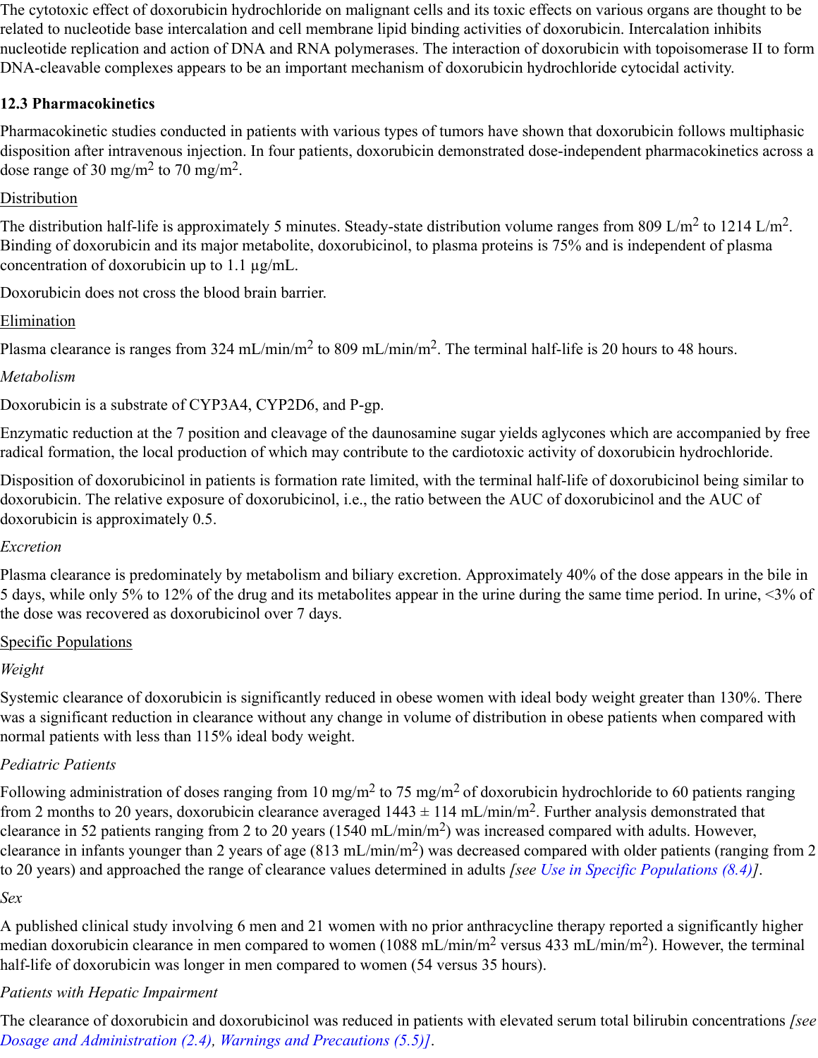The cytotoxic effect of doxorubicin hydrochloride on malignant cells and its toxic effects on various organs are thought to be related to nucleotide base intercalation and cell membrane lipid binding activities of doxorubicin. Intercalation inhibits nucleotide replication and action of DNA and RNA polymerases. The interaction of doxorubicin with topoisomerase II to form DNA-cleavable complexes appears to be an important mechanism of doxorubicin hydrochloride cytocidal activity.

### 12.3 Pharmacokinetics

Pharmacokinetic studies conducted in patients with various types of tumors have shown that doxorubicin follows multiphasic disposition after intravenous injection. In four patients, doxorubicin demonstrated dose-independent pharmacokinetics across a dose range of 30 mg/m$^2$ to 70 mg/m$^2$.

Distribution

The distribution half-life is approximately 5 minutes. Steady-state distribution volume ranges from 809 L/m$^2$ to 1214 L/m$^2$. Binding of doxorubicin and its major metabolite, doxorubicinol, to plasma proteins is 75% and is independent of plasma concentration of doxorubicin up to 1.1 µg/mL.

Doxorubicin does not cross the blood brain barrier.

Elimination

Plasma clearance is ranges from 324 mL/min/m$^2$ to 809 mL/min/m$^2$. The terminal half-life is 20 hours to 48 hours.

*Metabolism*

Doxorubicin is a substrate of CYP3A4, CYP2D6, and P-gp.

Enzymatic reduction at the 7 position and cleavage of the daunosamine sugar yields aglycones which are accompanied by free radical formation, the local production of which may contribute to the cardiotoxic activity of doxorubicin hydrochloride.

Disposition of doxorubicinol in patients is formation rate limited, with the terminal half-life of doxorubicinol being similar to doxorubicin. The relative exposure of doxorubicinol, i.e., the ratio between the AUC of doxorubicinol and the AUC of doxorubicin is approximately 0.5.

*Excretion*

Plasma clearance is predominately by metabolism and biliary excretion. Approximately 40% of the dose appears in the bile in 5 days, while only 5% to 12% of the drug and its metabolites appear in the urine during the same time period. In urine, <3% of the dose was recovered as doxorubicinol over 7 days.

Specific Populations

*Weight*

Systemic clearance of doxorubicin is significantly reduced in obese women with ideal body weight greater than 130%. There was a significant reduction in clearance without any change in volume of distribution in obese patients when compared with normal patients with less than 115% ideal body weight.

*Pediatric Patients*

Following administration of doses ranging from 10 mg/m$^2$ to 75 mg/m$^2$ of doxorubicin hydrochloride to 60 patients ranging from 2 months to 20 years, doxorubicin clearance averaged 1443 ± 114 mL/min/m$^2$. Further analysis demonstrated that clearance in 52 patients ranging from 2 to 20 years (1540 mL/min/m$^2$) was increased compared with adults. However, clearance in infants younger than 2 years of age (813 mL/min/m$^2$) was decreased compared with older patients (ranging from 2 to 20 years) and approached the range of clearance values determined in adults *[see Use in Specific Populations (8.4)]*.

*Sex*

A published clinical study involving 6 men and 21 women with no prior anthracycline therapy reported a significantly higher median doxorubicin clearance in men compared to women (1088 mL/min/m$^2$ versus 433 mL/min/m$^2$). However, the terminal half-life of doxorubicin was longer in men compared to women (54 versus 35 hours).

*Patients with Hepatic Impairment*

The clearance of doxorubicin and doxorubicinol was reduced in patients with elevated serum total bilirubin concentrations *[see Dosage and Administration (2.4), Warnings and Precautions (5.5)]*.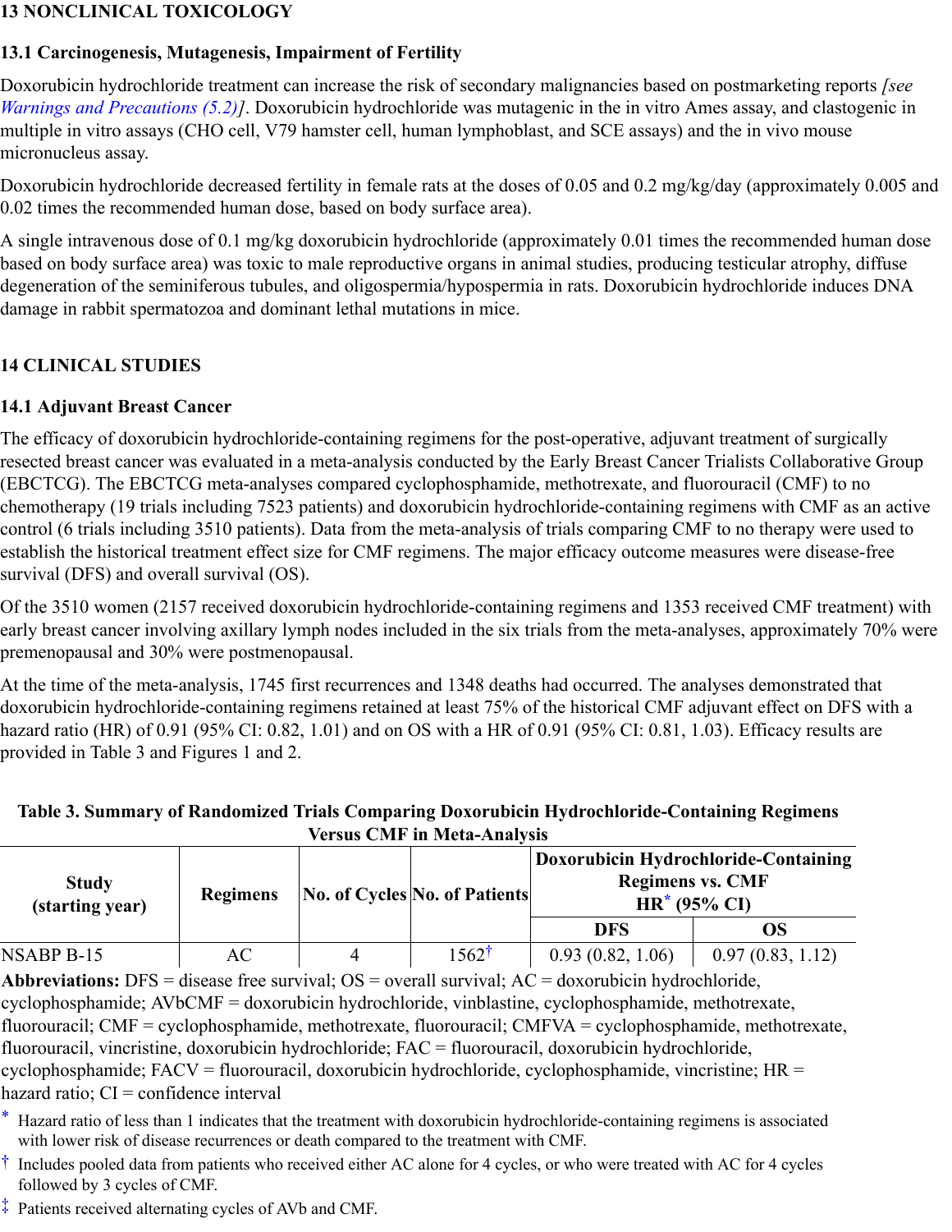# 13 NONCLINICAL TOXICOLOGY

## 13.1 Carcinogenesis, Mutagenesis, Impairment of Fertility

Doxorubicin hydrochloride treatment can increase the risk of secondary malignancies based on postmarketing reports *[see Warnings and Precautions (5.2)]*. Doxorubicin hydrochloride was mutagenic in the in vitro Ames assay, and clastogenic in multiple in vitro assays (CHO cell, V79 hamster cell, human lymphoblast, and SCE assays) and the in vivo mouse micronucleus assay.

Doxorubicin hydrochloride decreased fertility in female rats at the doses of 0.05 and 0.2 mg/kg/day (approximately 0.005 and 0.02 times the recommended human dose, based on body surface area).

A single intravenous dose of 0.1 mg/kg doxorubicin hydrochloride (approximately 0.01 times the recommended human dose based on body surface area) was toxic to male reproductive organs in animal studies, producing testicular atrophy, diffuse degeneration of the seminiferous tubules, and oligospermia/hypospermia in rats. Doxorubicin hydrochloride induces DNA damage in rabbit spermatozoa and dominant lethal mutations in mice.

# 14 CLINICAL STUDIES

## 14.1 Adjuvant Breast Cancer

The efficacy of doxorubicin hydrochloride-containing regimens for the post-operative, adjuvant treatment of surgically resected breast cancer was evaluated in a meta-analysis conducted by the Early Breast Cancer Trialists Collaborative Group (EBCTCG). The EBCTCG meta-analyses compared cyclophosphamide, methotrexate, and fluorouracil (CMF) to no chemotherapy (19 trials including 7523 patients) and doxorubicin hydrochloride-containing regimens with CMF as an active control (6 trials including 3510 patients). Data from the meta-analysis of trials comparing CMF to no therapy were used to establish the historical treatment effect size for CMF regimens. The major efficacy outcome measures were disease-free survival (DFS) and overall survival (OS).

Of the 3510 women (2157 received doxorubicin hydrochloride-containing regimens and 1353 received CMF treatment) with early breast cancer involving axillary lymph nodes included in the six trials from the meta-analyses, approximately 70% were premenopausal and 30% were postmenopausal.

At the time of the meta-analysis, 1745 first recurrences and 1348 deaths had occurred. The analyses demonstrated that doxorubicin hydrochloride-containing regimens retained at least 75% of the historical CMF adjuvant effect on DFS with a hazard ratio (HR) of 0.91 (95% CI: 0.82, 1.01) and on OS with a HR of 0.91 (95% CI: 0.81, 1.03). Efficacy results are provided in Table 3 and Figures 1 and 2.

**Table 3. Summary of Randomized Trials Comparing Doxorubicin Hydrochloride-Containing Regimens Versus CMF in Meta-Analysis**

| Study (starting year) | Regimens | No. of Cycles | No. of Patients | Doxorubicin Hydrochloride-Containing Regimens vs. CMF HR* (95% CI) | |
|---|---|---|---|---|---|
| | | | | DFS | OS |
| NSABP B-15 | AC | 4 | 1562† | 0.93 (0.82, 1.06) | 0.97 (0.83, 1.12) |

**Abbreviations:** DFS = disease free survival; OS = overall survival; AC = doxorubicin hydrochloride, cyclophosphamide; AVbCMF = doxorubicin hydrochloride, vinblastine, cyclophosphamide, methotrexate, fluorouracil; CMF = cyclophosphamide, methotrexate, fluorouracil; CMFVA = cyclophosphamide, methotrexate, fluorouracil, vincristine, doxorubicin hydrochloride; FAC = fluorouracil, doxorubicin hydrochloride, cyclophosphamide; FACV = fluorouracil, doxorubicin hydrochloride, cyclophosphamide, vincristine; HR = hazard ratio; CI = confidence interval

\* Hazard ratio of less than 1 indicates that the treatment with doxorubicin hydrochloride-containing regimens is associated with lower risk of disease recurrences or death compared to the treatment with CMF.

† Includes pooled data from patients who received either AC alone for 4 cycles, or who were treated with AC for 4 cycles followed by 3 cycles of CMF.

‡ Patients received alternating cycles of AVb and CMF.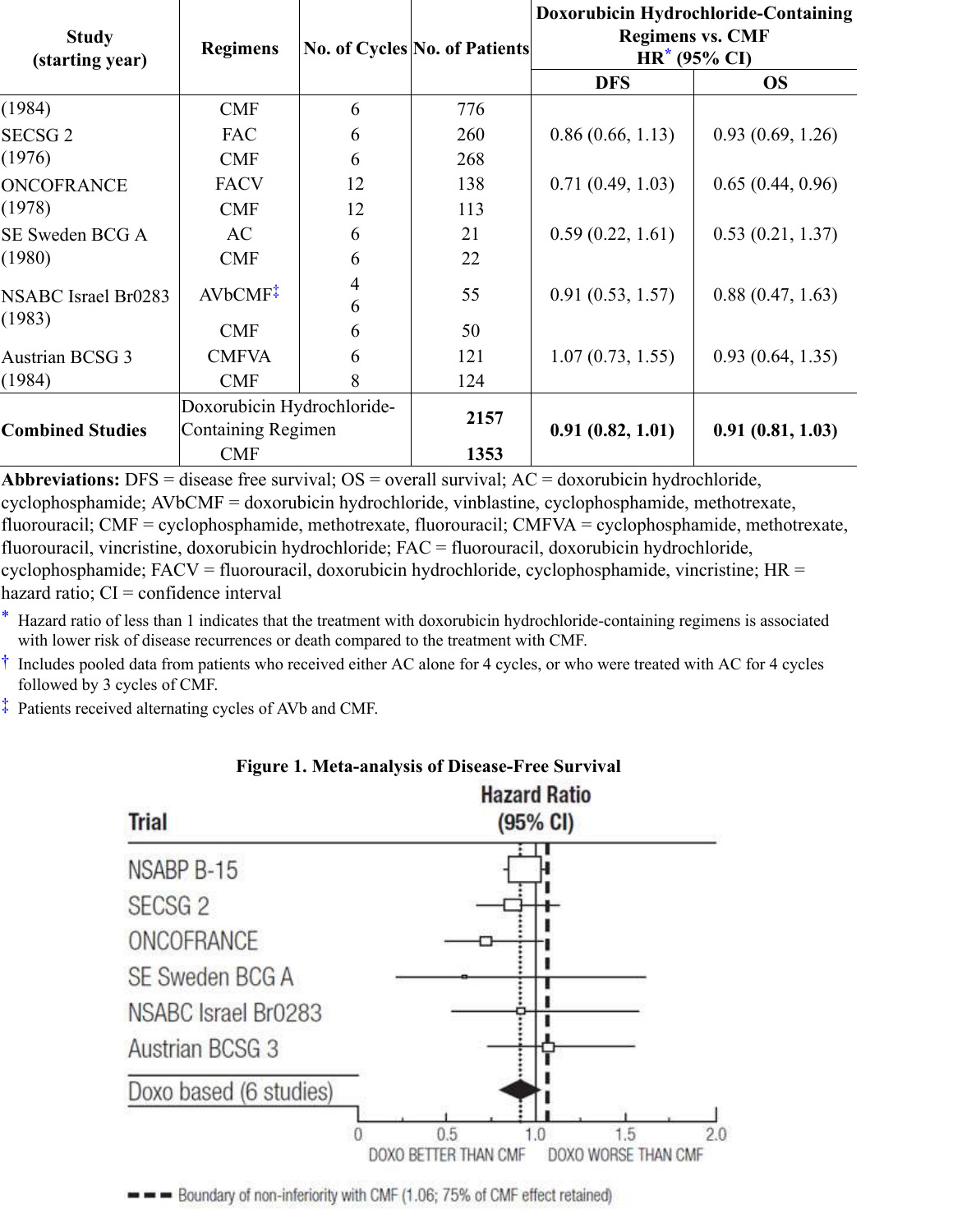| Study (starting year) | Regimens | No. of Cycles | No. of Patients | Doxorubicin Hydrochloride-Containing Regimens vs. CMF HR* (95% CI) | |
|---|---|---|---|---|---|
| | | | | DFS | OS |
| (1984) | CMF | 6 | 776 | | |
| SECSG 2 | FAC | 6 | 260 | 0.86 (0.66, 1.13) | 0.93 (0.69, 1.26) |
| (1976) | CMF | 6 | 268 | | |
| ONCOFRANCE | FACV | 12 | 138 | 0.71 (0.49, 1.03) | 0.65 (0.44, 0.96) |
| (1978) | CMF | 12 | 113 | | |
| SE Sweden BCG A | AC | 6 | 21 | 0.59 (0.22, 1.61) | 0.53 (0.21, 1.37) |
| (1980) | CMF | 6 | 22 | | |
| NSABC Israel Br0283 | AVbCMF‡ | 4 6 | 55 | 0.91 (0.53, 1.57) | 0.88 (0.47, 1.63) |
| (1983) | CMF | 6 | 50 | | |
| Austrian BCSG 3 | CMFVA | 6 | 121 | 1.07 (0.73, 1.55) | 0.93 (0.64, 1.35) |
| (1984) | CMF | 8 | 124 | | |
| **Combined Studies** | Doxorubicin Hydrochloride-Containing Regimen | | **2157** | **0.91 (0.82, 1.01)** | **0.91 (0.81, 1.03)** |
| | CMF | | **1353** | | |

**Abbreviations:** DFS = disease free survival; OS = overall survival; AC = doxorubicin hydrochloride, cyclophosphamide; AVbCMF = doxorubicin hydrochloride, vinblastine, cyclophosphamide, methotrexate, fluorouracil; CMF = cyclophosphamide, methotrexate, fluorouracil; CMFVA = cyclophosphamide, methotrexate, fluorouracil, vincristine, doxorubicin hydrochloride; FAC = fluorouracil, doxorubicin hydrochloride, cyclophosphamide; FACV = fluorouracil, doxorubicin hydrochloride, cyclophosphamide, vincristine; HR = hazard ratio; CI = confidence interval

\* Hazard ratio of less than 1 indicates that the treatment with doxorubicin hydrochloride-containing regimens is associated with lower risk of disease recurrences or death compared to the treatment with CMF.

† Includes pooled data from patients who received either AC alone for 4 cycles, or who were treated with AC for 4 cycles followed by 3 cycles of CMF.

‡ Patients received alternating cycles of AVb and CMF.

**Figure 1. Meta-analysis of Disease-Free Survival**

Trials: NSABP B-15; SECSG 2; ONCOFRANCE; SE Sweden BCG A; NSABC Israel Br0283; Austrian BCSG 3; Doxo based (6 studies)

Hazard Ratio (95% CI): 0, 0.5, 1.0, 1.5, 2.0 — DOXO BETTER THAN CMF / DOXO WORSE THAN CMF

Boundary of non-inferiority with CMF (1.06; 75% of CMF effect retained)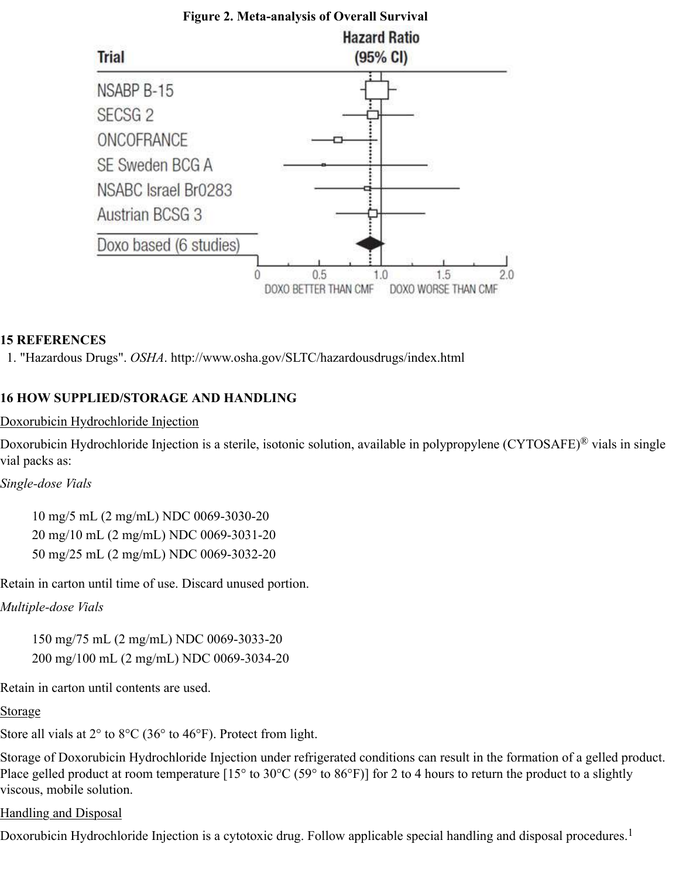**Figure 2. Meta-analysis of Overall Survival**

| Trial | Hazard Ratio (95% CI) |
|---|---|
| NSABP B-15 | |
| SECSG 2 | |
| ONCOFRANCE | |
| SE Sweden BCG A | |
| NSABC Israel Br0283 | |
| Austrian BCSG 3 | |
| Doxo based (6 studies) | |

0 0.5 1.0 1.5 2.0

DOXO BETTER THAN CMF    DOXO WORSE THAN CMF

## 15 REFERENCES

1. "Hazardous Drugs". *OSHA*. http://www.osha.gov/SLTC/hazardousdrugs/index.html

## 16 HOW SUPPLIED/STORAGE AND HANDLING

Doxorubicin Hydrochloride Injection

Doxorubicin Hydrochloride Injection is a sterile, isotonic solution, available in polypropylene (CYTOSAFE)® vials in single vial packs as:

*Single-dose Vials*

10 mg/5 mL (2 mg/mL) NDC 0069-3030-20
20 mg/10 mL (2 mg/mL) NDC 0069-3031-20
50 mg/25 mL (2 mg/mL) NDC 0069-3032-20

Retain in carton until time of use. Discard unused portion.

*Multiple-dose Vials*

150 mg/75 mL (2 mg/mL) NDC 0069-3033-20
200 mg/100 mL (2 mg/mL) NDC 0069-3034-20

Retain in carton until contents are used.

Storage

Store all vials at 2° to 8°C (36° to 46°F). Protect from light.

Storage of Doxorubicin Hydrochloride Injection under refrigerated conditions can result in the formation of a gelled product. Place gelled product at room temperature [15° to 30°C (59° to 86°F)] for 2 to 4 hours to return the product to a slightly viscous, mobile solution.

Handling and Disposal

Doxorubicin Hydrochloride Injection is a cytotoxic drug. Follow applicable special handling and disposal procedures.[1]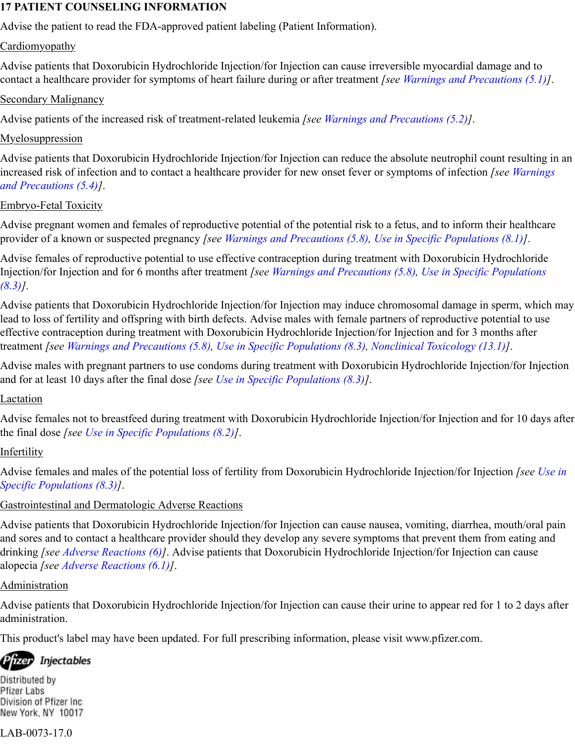# 17 PATIENT COUNSELING INFORMATION

Advise the patient to read the FDA-approved patient labeling (Patient Information).

Cardiomyopathy

Advise patients that Doxorubicin Hydrochloride Injection/for Injection can cause irreversible myocardial damage and to contact a healthcare provider for symptoms of heart failure during or after treatment *[see Warnings and Precautions (5.1)]*.

Secondary Malignancy

Advise patients of the increased risk of treatment-related leukemia *[see Warnings and Precautions (5.2)]*.

Myelosuppression

Advise patients that Doxorubicin Hydrochloride Injection/for Injection can reduce the absolute neutrophil count resulting in an increased risk of infection and to contact a healthcare provider for new onset fever or symptoms of infection *[see Warnings and Precautions (5.4)]*.

Embryo-Fetal Toxicity

Advise pregnant women and females of reproductive potential of the potential risk to a fetus, and to inform their healthcare provider of a known or suspected pregnancy *[see Warnings and Precautions (5.8), Use in Specific Populations (8.1)]*.

Advise females of reproductive potential to use effective contraception during treatment with Doxorubicin Hydrochloride Injection/for Injection and for 6 months after treatment *[see Warnings and Precautions (5.8), Use in Specific Populations (8.3)]*.

Advise patients that Doxorubicin Hydrochloride Injection/for Injection may induce chromosomal damage in sperm, which may lead to loss of fertility and offspring with birth defects. Advise males with female partners of reproductive potential to use effective contraception during treatment with Doxorubicin Hydrochloride Injection/for Injection and for 3 months after treatment *[see Warnings and Precautions (5.8), Use in Specific Populations (8.3), Nonclinical Toxicology (13.1)]*.

Advise males with pregnant partners to use condoms during treatment with Doxorubicin Hydrochloride Injection/for Injection and for at least 10 days after the final dose *[see Use in Specific Populations (8.3)]*.

Lactation

Advise females not to breastfeed during treatment with Doxorubicin Hydrochloride Injection/for Injection and for 10 days after the final dose *[see Use in Specific Populations (8.2)]*.

Infertility

Advise females and males of the potential loss of fertility from Doxorubicin Hydrochloride Injection/for Injection *[see Use in Specific Populations (8.3)]*.

Gastrointestinal and Dermatologic Adverse Reactions

Advise patients that Doxorubicin Hydrochloride Injection/for Injection can cause nausea, vomiting, diarrhea, mouth/oral pain and sores and to contact a healthcare provider should they develop any severe symptoms that prevent them from eating and drinking *[see Adverse Reactions (6)]*. Advise patients that Doxorubicin Hydrochloride Injection/for Injection can cause alopecia *[see Adverse Reactions (6.1)]*.

Administration

Advise patients that Doxorubicin Hydrochloride Injection/for Injection can cause their urine to appear red for 1 to 2 days after administration.

This product's label may have been updated. For full prescribing information, please visit www.pfizer.com.

Pfizer Injectables

Distributed by
Pfizer Labs
Division of Pfizer Inc
New York, NY 10017

LAB-0073-17.0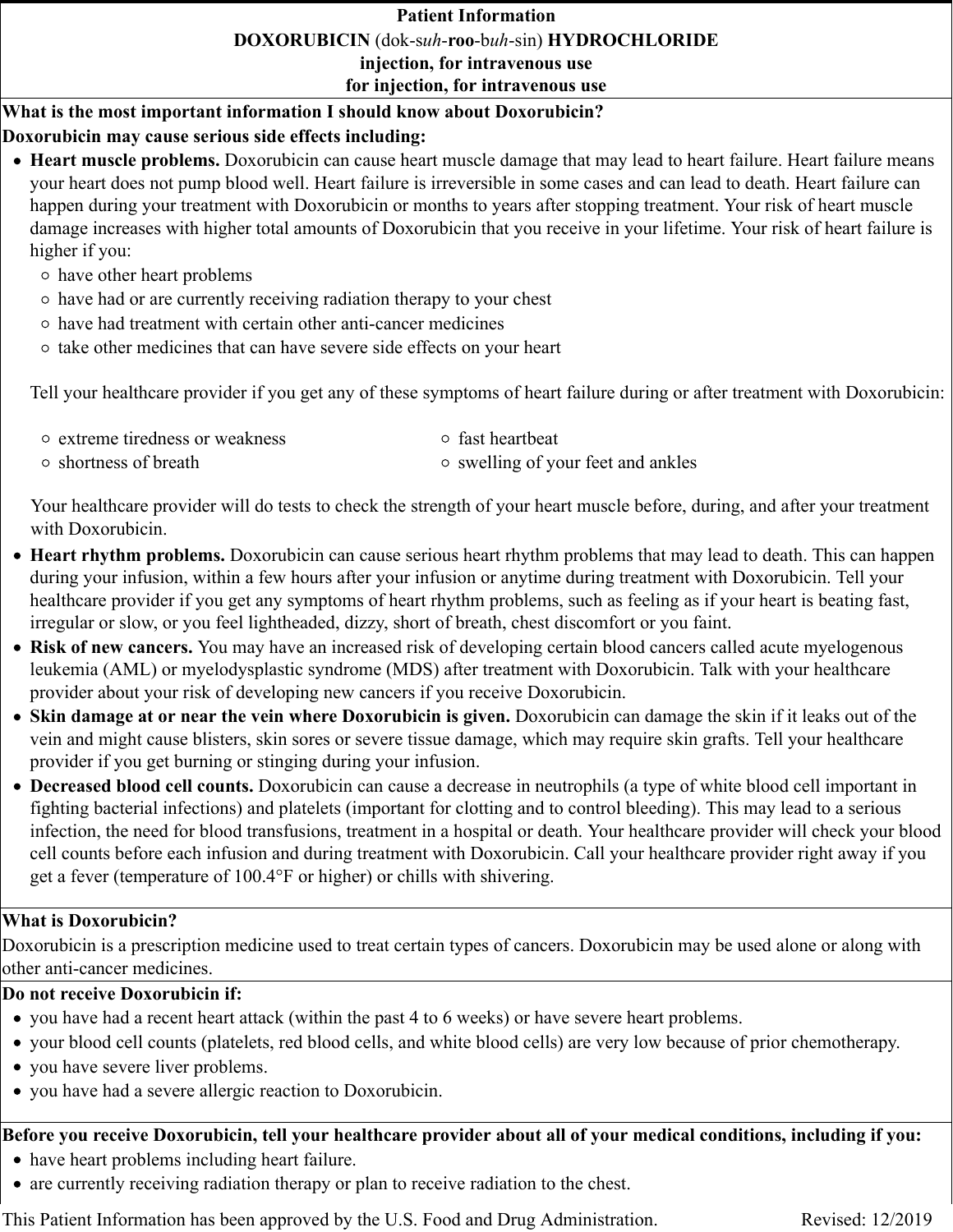**Patient Information**
**DOXORUBICIN** (dok-*suh*-**roo**-b*uh*-sin) **HYDROCHLORIDE**
**injection, for intravenous use**
**for injection, for intravenous use**

**What is the most important information I should know about Doxorubicin?**

**Doxorubicin may cause serious side effects including:**

- **Heart muscle problems.** Doxorubicin can cause heart muscle damage that may lead to heart failure. Heart failure means your heart does not pump blood well. Heart failure is irreversible in some cases and can lead to death. Heart failure can happen during your treatment with Doxorubicin or months to years after stopping treatment. Your risk of heart muscle damage increases with higher total amounts of Doxorubicin that you receive in your lifetime. Your risk of heart failure is higher if you:
  - have other heart problems
  - have had or are currently receiving radiation therapy to your chest
  - have had treatment with certain other anti-cancer medicines
  - take other medicines that can have severe side effects on your heart

  Tell your healthcare provider if you get any of these symptoms of heart failure during or after treatment with Doxorubicin:

  - extreme tiredness or weakness
  - shortness of breath
  - fast heartbeat
  - swelling of your feet and ankles

  Your healthcare provider will do tests to check the strength of your heart muscle before, during, and after your treatment with Doxorubicin.
- **Heart rhythm problems.** Doxorubicin can cause serious heart rhythm problems that may lead to death. This can happen during your infusion, within a few hours after your infusion or anytime during treatment with Doxorubicin. Tell your healthcare provider if you get any symptoms of heart rhythm problems, such as feeling as if your heart is beating fast, irregular or slow, or you feel lightheaded, dizzy, short of breath, chest discomfort or you faint.
- **Risk of new cancers.** You may have an increased risk of developing certain blood cancers called acute myelogenous leukemia (AML) or myelodysplastic syndrome (MDS) after treatment with Doxorubicin. Talk with your healthcare provider about your risk of developing new cancers if you receive Doxorubicin.
- **Skin damage at or near the vein where Doxorubicin is given.** Doxorubicin can damage the skin if it leaks out of the vein and might cause blisters, skin sores or severe tissue damage, which may require skin grafts. Tell your healthcare provider if you get burning or stinging during your infusion.
- **Decreased blood cell counts.** Doxorubicin can cause a decrease in neutrophils (a type of white blood cell important in fighting bacterial infections) and platelets (important for clotting and to control bleeding). This may lead to a serious infection, the need for blood transfusions, treatment in a hospital or death. Your healthcare provider will check your blood cell counts before each infusion and during treatment with Doxorubicin. Call your healthcare provider right away if you get a fever (temperature of 100.4°F or higher) or chills with shivering.

**What is Doxorubicin?**

Doxorubicin is a prescription medicine used to treat certain types of cancers. Doxorubicin may be used alone or along with other anti-cancer medicines.

**Do not receive Doxorubicin if:**

- you have had a recent heart attack (within the past 4 to 6 weeks) or have severe heart problems.
- your blood cell counts (platelets, red blood cells, and white blood cells) are very low because of prior chemotherapy.
- you have severe liver problems.
- you have had a severe allergic reaction to Doxorubicin.

**Before you receive Doxorubicin, tell your healthcare provider about all of your medical conditions, including if you:**

- have heart problems including heart failure.
- are currently receiving radiation therapy or plan to receive radiation to the chest.

This Patient Information has been approved by the U.S. Food and Drug Administration. Revised: 12/2019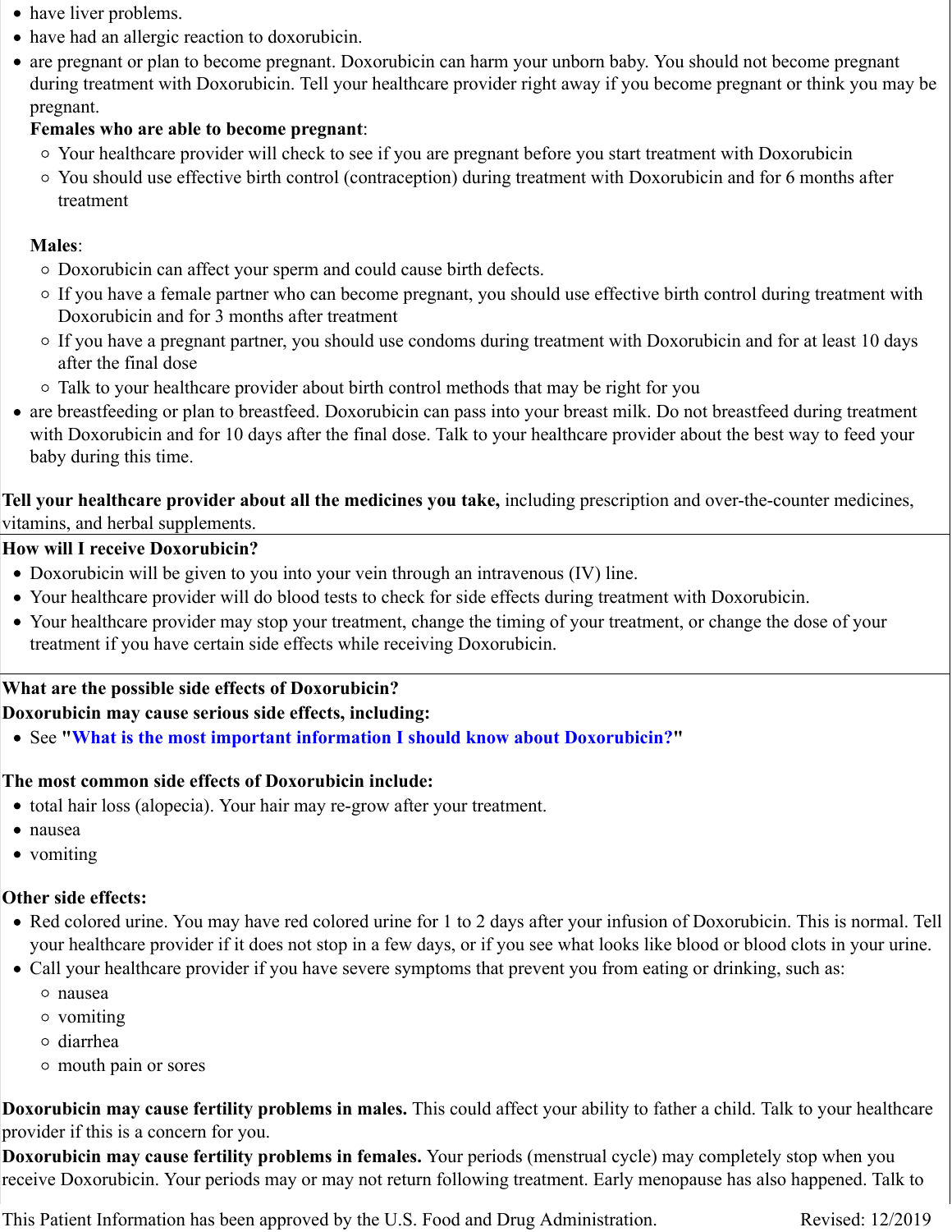- have liver problems.
- have had an allergic reaction to doxorubicin.
- are pregnant or plan to become pregnant. Doxorubicin can harm your unborn baby. You should not become pregnant during treatment with Doxorubicin. Tell your healthcare provider right away if you become pregnant or think you may be pregnant.

  **Females who are able to become pregnant**:
  - Your healthcare provider will check to see if you are pregnant before you start treatment with Doxorubicin
  - You should use effective birth control (contraception) during treatment with Doxorubicin and for 6 months after treatment

  **Males**:
  - Doxorubicin can affect your sperm and could cause birth defects.
  - If you have a female partner who can become pregnant, you should use effective birth control during treatment with Doxorubicin and for 3 months after treatment
  - If you have a pregnant partner, you should use condoms during treatment with Doxorubicin and for at least 10 days after the final dose
  - Talk to your healthcare provider about birth control methods that may be right for you
- are breastfeeding or plan to breastfeed. Doxorubicin can pass into your breast milk. Do not breastfeed during treatment with Doxorubicin and for 10 days after the final dose. Talk to your healthcare provider about the best way to feed your baby during this time.

**Tell your healthcare provider about all the medicines you take,** including prescription and over-the-counter medicines, vitamins, and herbal supplements.

**How will I receive Doxorubicin?**

- Doxorubicin will be given to you into your vein through an intravenous (IV) line.
- Your healthcare provider will do blood tests to check for side effects during treatment with Doxorubicin.
- Your healthcare provider may stop your treatment, change the timing of your treatment, or change the dose of your treatment if you have certain side effects while receiving Doxorubicin.

**What are the possible side effects of Doxorubicin?**

**Doxorubicin may cause serious side effects, including:**

- See **"What is the most important information I should know about Doxorubicin?"**

**The most common side effects of Doxorubicin include:**

- total hair loss (alopecia). Your hair may re-grow after your treatment.
- nausea
- vomiting

**Other side effects:**

- Red colored urine. You may have red colored urine for 1 to 2 days after your infusion of Doxorubicin. This is normal. Tell your healthcare provider if it does not stop in a few days, or if you see what looks like blood or blood clots in your urine.
- Call your healthcare provider if you have severe symptoms that prevent you from eating or drinking, such as:
  - nausea
  - vomiting
  - diarrhea
  - mouth pain or sores

**Doxorubicin may cause fertility problems in males.** This could affect your ability to father a child. Talk to your healthcare provider if this is a concern for you.

**Doxorubicin may cause fertility problems in females.** Your periods (menstrual cycle) may completely stop when you receive Doxorubicin. Your periods may or may not return following treatment. Early menopause has also happened. Talk to

This Patient Information has been approved by the U.S. Food and Drug Administration. Revised: 12/2019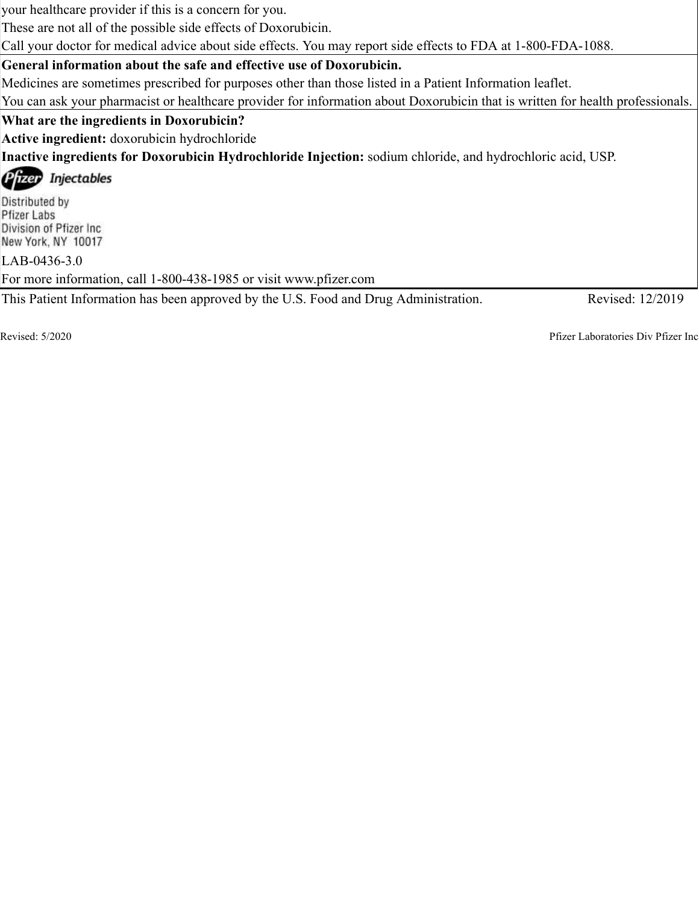your healthcare provider if this is a concern for you.

These are not all of the possible side effects of Doxorubicin.

Call your doctor for medical advice about side effects. You may report side effects to FDA at 1-800-FDA-1088.

**General information about the safe and effective use of Doxorubicin.**

Medicines are sometimes prescribed for purposes other than those listed in a Patient Information leaflet.

You can ask your pharmacist or healthcare provider for information about Doxorubicin that is written for health professionals.

**What are the ingredients in Doxorubicin?**

**Active ingredient:** doxorubicin hydrochloride

**Inactive ingredients for Doxorubicin Hydrochloride Injection:** sodium chloride, and hydrochloric acid, USP.

Pfizer Injectables

Distributed by
Pfizer Labs
Division of Pfizer Inc
New York, NY 10017

LAB-0436-3.0

For more information, call 1-800-438-1985 or visit www.pfizer.com

This Patient Information has been approved by the U.S. Food and Drug Administration. Revised: 12/2019

Revised: 5/2020

Pfizer Laboratories Div Pfizer Inc